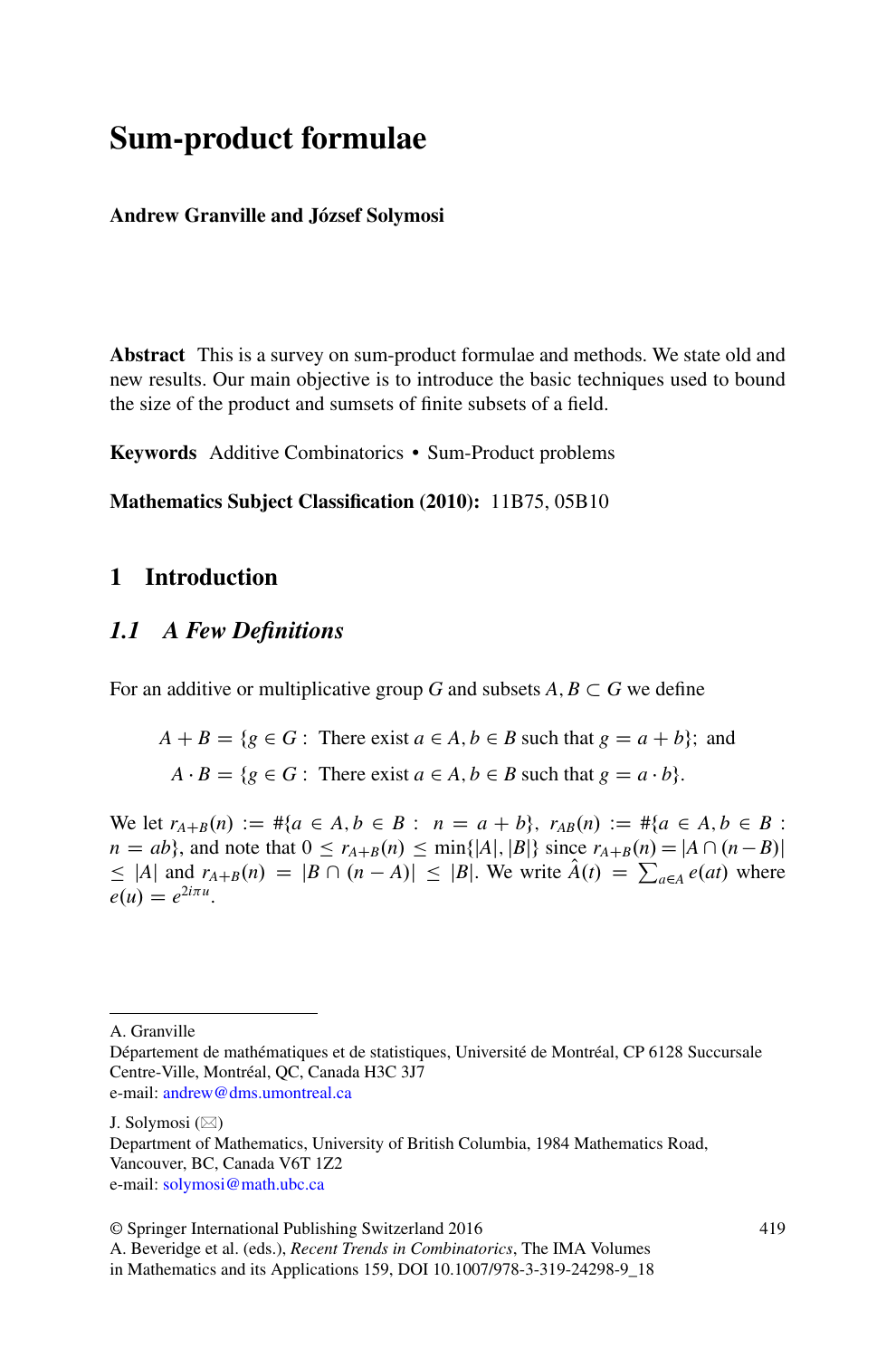# Sum-product formulae

**Andrew Granville and József Solymosi**

**Abstract** This is a survey on sum-product formulae and methods. We state old and new results. Our main objective is to introduce the basic techniques used to bound the size of the product and sumsets of finite subsets of a field.

**Keywords** Additive Combinatorics • Sum-Product problems

**Mathematics Subject Classification (2010):** 11B75, 05B10

## 1 Introduction

### 1.1 A Few Definitions

For an additive or multiplicative group $G$ and subsets $A, B \subset G$ we define

$$A + B = \{g \in G : \text{ There exist } a \in A, b \in B \text{ such that } g = a + b\}; \text{ and}$$
$$A \cdot B = \{g \in G : \text{ There exist } a \in A, b \in B \text{ such that } g = a \cdot b\}.$$

We let $r_{A+B}(n) := \#\{a \in A, b \in B : n = a + b\}$, $r_{AB}(n) := \#\{a \in A, b \in B : n = ab\}$, and note that $0 \leq r_{A+B}(n) \leq \min\{|A|, |B|\}$ since $r_{A+B}(n) = |A \cap (n - B)| \leq |A|$ and $r_{A+B}(n) = |B \cap (n - A)| \leq |B|$. We write $\hat{A}(t) = \sum_{a \in A} e(at)$ where $e(u) = e^{2i\pi u}$.

---

A. Granville
Département de mathématiques et de statistiques, Université de Montréal, CP 6128 Succursale Centre-Ville, Montréal, QC, Canada H3C 3J7
e-mail: andrew@dms.umontreal.ca

J. Solymosi (✉)
Department of Mathematics, University of British Columbia, 1984 Mathematics Road, Vancouver, BC, Canada V6T 1Z2
e-mail: solymosi@math.ubc.ca

© Springer International Publishing Switzerland 2016
A. Beveridge et al. (eds.), *Recent Trends in Combinatorics*, The IMA Volumes in Mathematics and its Applications 159, DOI 10.1007/978-3-319-24298-9_18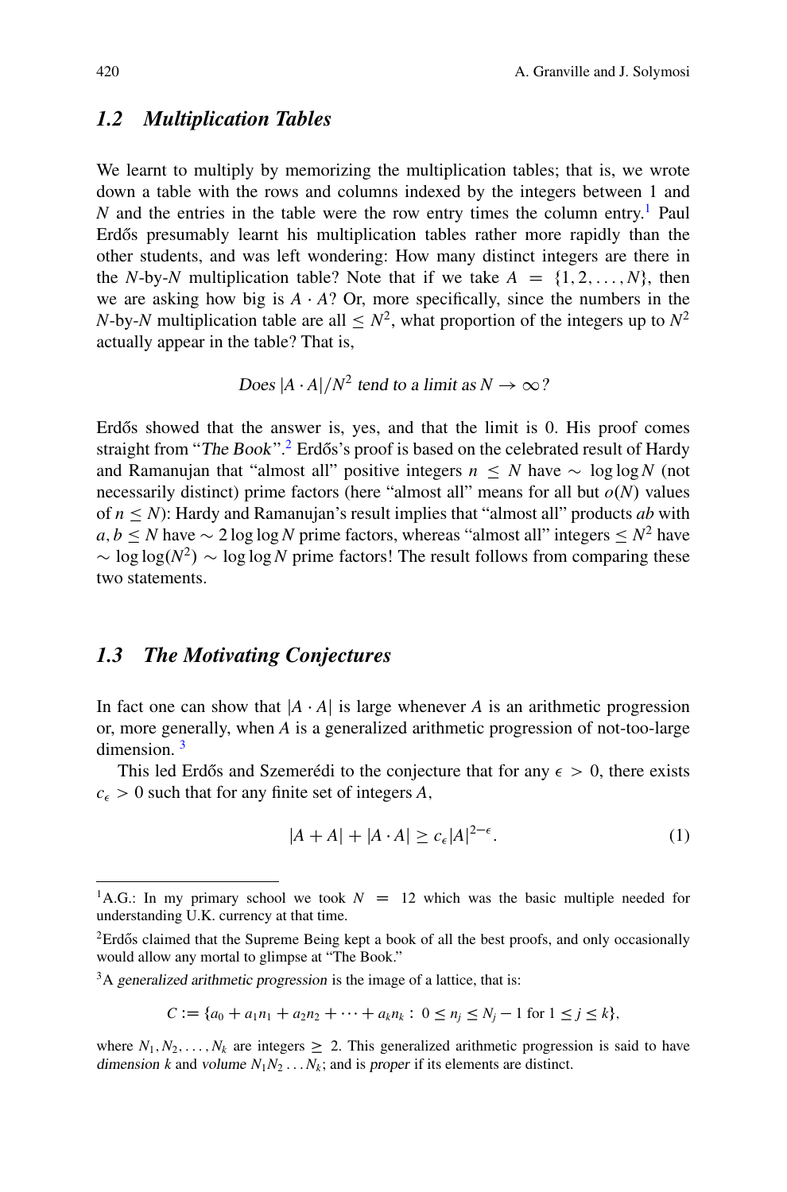## 1.2 Multiplication Tables

We learnt to multiply by memorizing the multiplication tables; that is, we wrote down a table with the rows and columns indexed by the integers between 1 and $N$ and the entries in the table were the row entry times the column entry.[1] Paul Erdős presumably learnt his multiplication tables rather more rapidly than the other students, and was left wondering: How many distinct integers are there in the $N$-by-$N$ multiplication table? Note that if we take $A = \{1, 2, \ldots, N\}$, then we are asking how big is $A \cdot A$? Or, more specifically, since the numbers in the $N$-by-$N$ multiplication table are all $\leq N^2$, what proportion of the integers up to $N^2$ actually appear in the table? That is,

*Does $|A \cdot A|/N^2$ tend to a limit as $N \to \infty$?*

Erdős showed that the answer is, yes, and that the limit is 0. His proof comes straight from "*The Book*".[2] Erdős's proof is based on the celebrated result of Hardy and Ramanujan that "almost all" positive integers $n \leq N$ have $\sim \log \log N$ (not necessarily distinct) prime factors (here "almost all" means for all but $o(N)$ values of $n \leq N$): Hardy and Ramanujan's result implies that "almost all" products $ab$ with $a, b \leq N$ have $\sim 2 \log \log N$ prime factors, whereas "almost all" integers $\leq N^2$ have $\sim \log \log(N^2) \sim \log \log N$ prime factors! The result follows from comparing these two statements.

## 1.3 The Motivating Conjectures

In fact one can show that $|A \cdot A|$ is large whenever $A$ is an arithmetic progression or, more generally, when $A$ is a generalized arithmetic progression of not-too-large dimension.[3]

This led Erdős and Szemerédi to the conjecture that for any $\epsilon > 0$, there exists $c_\epsilon > 0$ such that for any finite set of integers $A$,

$$|A + A| + |A \cdot A| \geq c_\epsilon |A|^{2-\epsilon}. \tag{1}$$

---

[1] A.G.: In my primary school we took $N = 12$ which was the basic multiple needed for understanding U.K. currency at that time.

[2] Erdős claimed that the Supreme Being kept a book of all the best proofs, and only occasionally would allow any mortal to glimpse at "The Book."

[3] A *generalized arithmetic progression* is the image of a lattice, that is:

$$C := \{a_0 + a_1 n_1 + a_2 n_2 + \cdots + a_k n_k : 0 \leq n_j \leq N_j - 1 \text{ for } 1 \leq j \leq k\},$$

where $N_1, N_2, \ldots, N_k$ are integers $\geq 2$. This generalized arithmetic progression is said to have *dimension* $k$ and *volume* $N_1 N_2 \ldots N_k$; and is *proper* if its elements are distinct.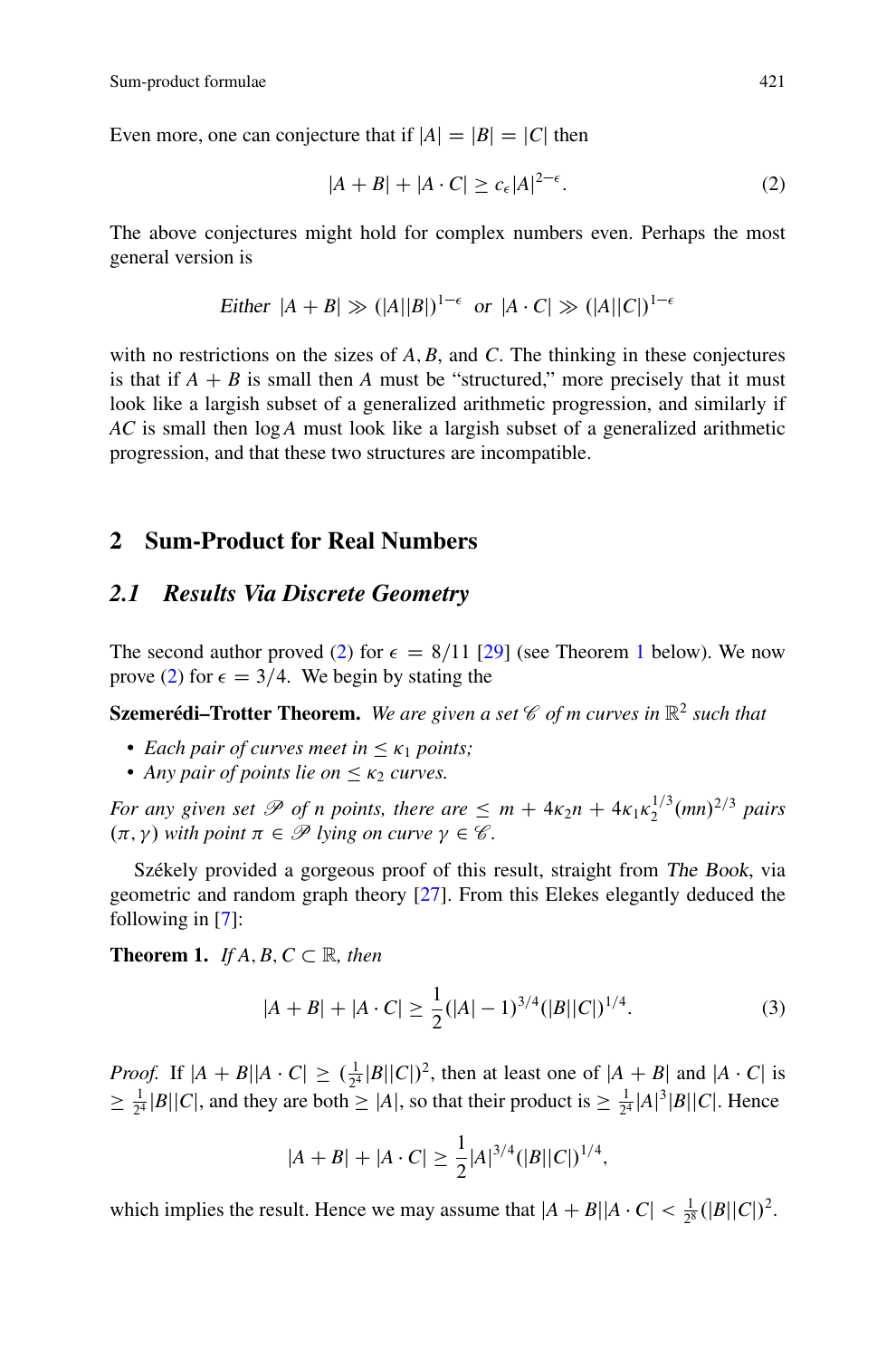Even more, one can conjecture that if $|A| = |B| = |C|$ then

$$|A + B| + |A \cdot C| \geq c_\epsilon |A|^{2-\epsilon}. \tag{2}$$

The above conjectures might hold for complex numbers even. Perhaps the most general version is

$$\textit{Either } |A + B| \gg (|A||B|)^{1-\epsilon} \textit{ or } |A \cdot C| \gg (|A||C|)^{1-\epsilon}$$

with no restrictions on the sizes of $A, B$, and $C$. The thinking in these conjectures is that if $A + B$ is small then $A$ must be "structured," more precisely that it must look like a largish subset of a generalized arithmetic progression, and similarly if $AC$ is small then $\log A$ must look like a largish subset of a generalized arithmetic progression, and that these two structures are incompatible.

## 2 Sum-Product for Real Numbers

### 2.1 Results Via Discrete Geometry

The second author proved (2) for $\epsilon = 8/11$ [29] (see Theorem 1 below). We now prove (2) for $\epsilon = 3/4$. We begin by stating the

**Szemerédi–Trotter Theorem.** *We are given a set $\mathscr{C}$ of $m$ curves in $\mathbb{R}^2$ such that*

- *Each pair of curves meet in $\leq \kappa_1$ points;*
- *Any pair of points lie on $\leq \kappa_2$ curves.*

*For any given set $\mathscr{P}$ of $n$ points, there are $\leq m + 4\kappa_2 n + 4\kappa_1 \kappa_2^{1/3}(mn)^{2/3}$ pairs $(\pi, \gamma)$ with point $\pi \in \mathscr{P}$ lying on curve $\gamma \in \mathscr{C}$.*

Székely provided a gorgeous proof of this result, straight from *The Book*, via geometric and random graph theory [27]. From this Elekes elegantly deduced the following in [7]:

**Theorem 1.** *If $A, B, C \subset \mathbb{R}$, then*

$$|A + B| + |A \cdot C| \geq \frac{1}{2}(|A| - 1)^{3/4}(|B||C|)^{1/4}. \tag{3}$$

*Proof.* If $|A + B||A \cdot C| \geq (\frac{1}{2^4}|B||C|)^2$, then at least one of $|A + B|$ and $|A \cdot C|$ is $\geq \frac{1}{2^4}|B||C|$, and they are both $\geq |A|$, so that their product is $\geq \frac{1}{2^4}|A|^3|B||C|$. Hence

$$|A + B| + |A \cdot C| \geq \frac{1}{2}|A|^{3/4}(|B||C|)^{1/4},$$

which implies the result. Hence we may assume that $|A + B||A \cdot C| < \frac{1}{2^8}(|B||C|)^2$.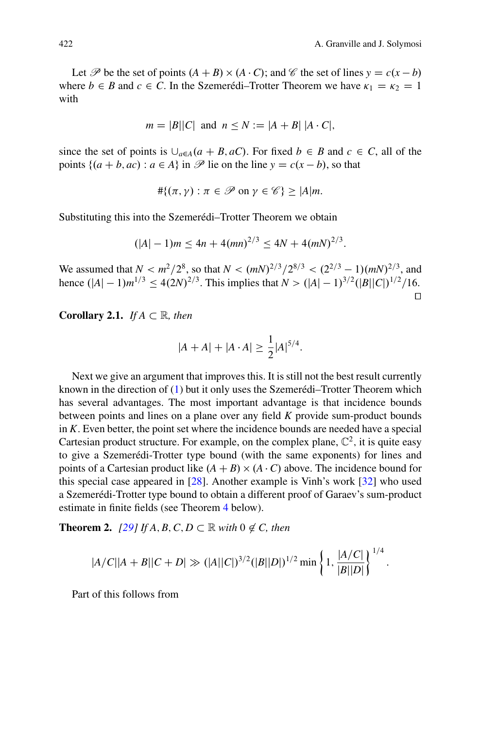Let $\mathscr{P}$ be the set of points $(A + B) \times (A \cdot C)$; and $\mathscr{C}$ the set of lines $y = c(x - b)$ where $b \in B$ and $c \in C$. In the Szemerédi–Trotter Theorem we have $\kappa_1 = \kappa_2 = 1$ with

$$m = |B||C| \text{ and } n \leq N := |A + B|\, |A \cdot C|,$$

since the set of points is $\cup_{a \in A}(a + B, aC)$. For fixed $b \in B$ and $c \in C$, all of the points $\{(a + b, ac) : a \in A\}$ in $\mathscr{P}$ lie on the line $y = c(x - b)$, so that

$$\#\{(\pi, \gamma) : \pi \in \mathscr{P} \text{ on } \gamma \in \mathscr{C}\} \geq |A|m.$$

Substituting this into the Szemerédi–Trotter Theorem we obtain

$$(|A| - 1)m \leq 4n + 4(mn)^{2/3} \leq 4N + 4(mN)^{2/3}.$$

We assumed that $N < m^2/2^8$, so that $N < (mN)^{2/3}/2^{8/3} < (2^{2/3} - 1)(mN)^{2/3}$, and hence $(|A| - 1)m^{1/3} \leq 4(2N)^{2/3}$. This implies that $N > (|A| - 1)^{3/2}(|B||C|)^{1/2}/16$. □

**Corollary 2.1.** *If $A \subset \mathbb{R}$, then*

$$|A + A| + |A \cdot A| \geq \frac{1}{2}|A|^{5/4}.$$

Next we give an argument that improves this. It is still not the best result currently known in the direction of (1) but it only uses the Szemerédi–Trotter Theorem which has several advantages. The most important advantage is that incidence bounds between points and lines on a plane over any field $K$ provide sum-product bounds in $K$. Even better, the point set where the incidence bounds are needed have a special Cartesian product structure. For example, on the complex plane, $\mathbb{C}^2$, it is quite easy to give a Szemerédi-Trotter type bound (with the same exponents) for lines and points of a Cartesian product like $(A + B) \times (A \cdot C)$ above. The incidence bound for this special case appeared in [28]. Another example is Vinh's work [32] who used a Szemerédi-Trotter type bound to obtain a different proof of Garaev's sum-product estimate in finite fields (see Theorem 4 below).

**Theorem 2.** *[29] If $A, B, C, D \subset \mathbb{R}$ with $0 \notin C$, then*

$$|A/C||A + B||C + D| \gg (|A||C|)^{3/2}(|B||D|)^{1/2} \min\left\{1, \frac{|A/C|}{|B||D|}\right\}^{1/4}.$$

Part of this follows from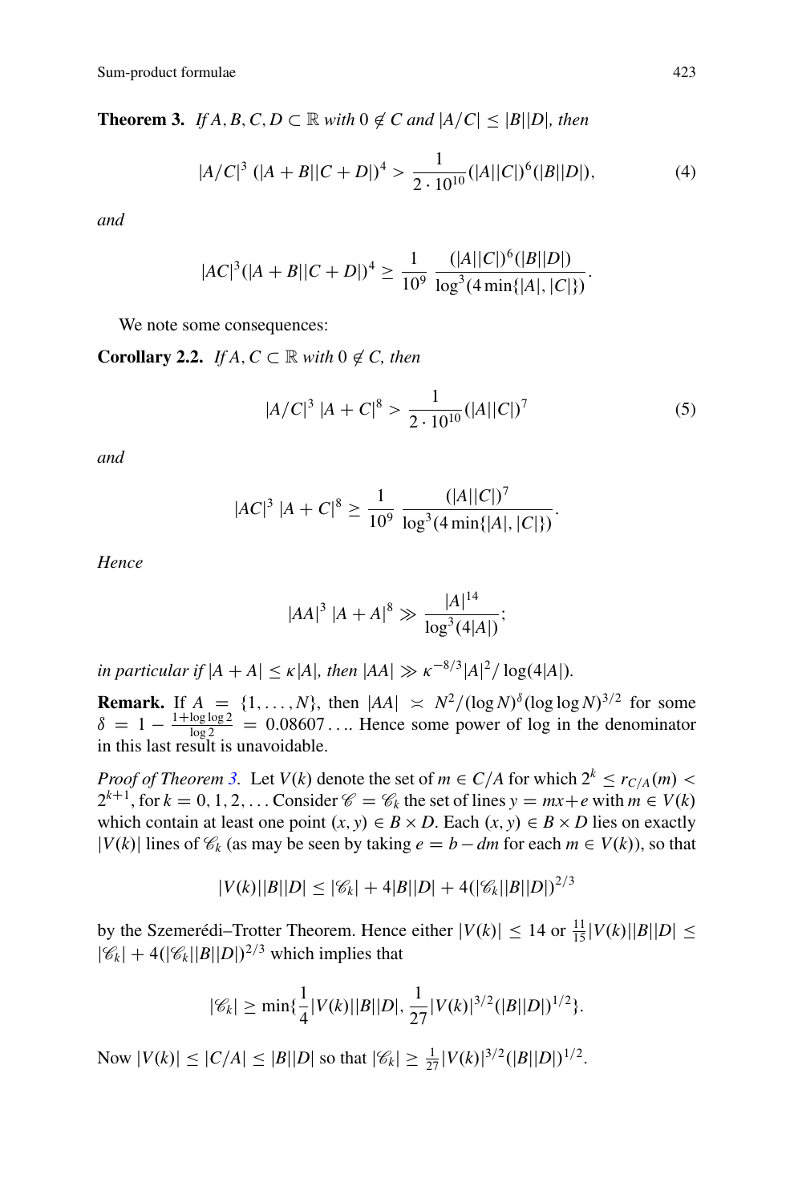**Theorem 3.** *If $A, B, C, D \subset \mathbb{R}$ with $0 \notin C$ and $|A/C| \le |B||D|$, then*

$$|A/C|^3 \, (|A+B||C+D|)^4 > \frac{1}{2 \cdot 10^{10}} (|A||C|)^6 (|B||D|), \tag{4}$$

*and*

$$|AC|^3 (|A+B||C+D|)^4 \ge \frac{1}{10^9} \, \frac{(|A||C|)^6 (|B||D|)}{\log^3(4 \min\{|A|, |C|\})}.$$

We note some consequences:

**Corollary 2.2.** *If $A, C \subset \mathbb{R}$ with $0 \notin C$, then*

$$|A/C|^3 \, |A+C|^8 > \frac{1}{2 \cdot 10^{10}} (|A||C|)^7 \tag{5}$$

*and*

$$|AC|^3 \, |A+C|^8 \ge \frac{1}{10^9} \, \frac{(|A||C|)^7}{\log^3(4 \min\{|A|, |C|\})}.$$

*Hence*

$$|AA|^3 \, |A+A|^8 \gg \frac{|A|^{14}}{\log^3(4|A|)};$$

*in particular if $|A+A| \le \kappa |A|$, then $|AA| \gg \kappa^{-8/3} |A|^2 / \log(4|A|)$.*

**Remark.** If $A = \{1, \dots, N\}$, then $|AA| \asymp N^2/(\log N)^\delta (\log\log N)^{3/2}$ for some $\delta = 1 - \frac{1+\log\log 2}{\log 2} = 0.08607\ldots$. Hence some power of log in the denominator in this last result is unavoidable.

*Proof of Theorem 3.* Let $V(k)$ denote the set of $m \in C/A$ for which $2^k \le r_{C/A}(m) < 2^{k+1}$, for $k = 0, 1, 2, \ldots$ Consider $\mathscr{C} = \mathscr{C}_k$ the set of lines $y = mx + e$ with $m \in V(k)$ which contain at least one point $(x, y) \in B \times D$. Each $(x, y) \in B \times D$ lies on exactly $|V(k)|$ lines of $\mathscr{C}_k$ (as may be seen by taking $e = b - dm$ for each $m \in V(k)$), so that

$$|V(k)||B||D| \le |\mathscr{C}_k| + 4|B||D| + 4(|\mathscr{C}_k||B||D|)^{2/3}$$

by the Szemerédi–Trotter Theorem. Hence either $|V(k)| \le 14$ or $\frac{11}{15}|V(k)||B||D| \le |\mathscr{C}_k| + 4(|\mathscr{C}_k||B||D|)^{2/3}$ which implies that

$$|\mathscr{C}_k| \ge \min\{\frac{1}{4}|V(k)||B||D|, \frac{1}{27}|V(k)|^{3/2}(|B||D|)^{1/2}\}.$$

Now $|V(k)| \le |C/A| \le |B||D|$ so that $|\mathscr{C}_k| \ge \frac{1}{27}|V(k)|^{3/2}(|B||D|)^{1/2}$.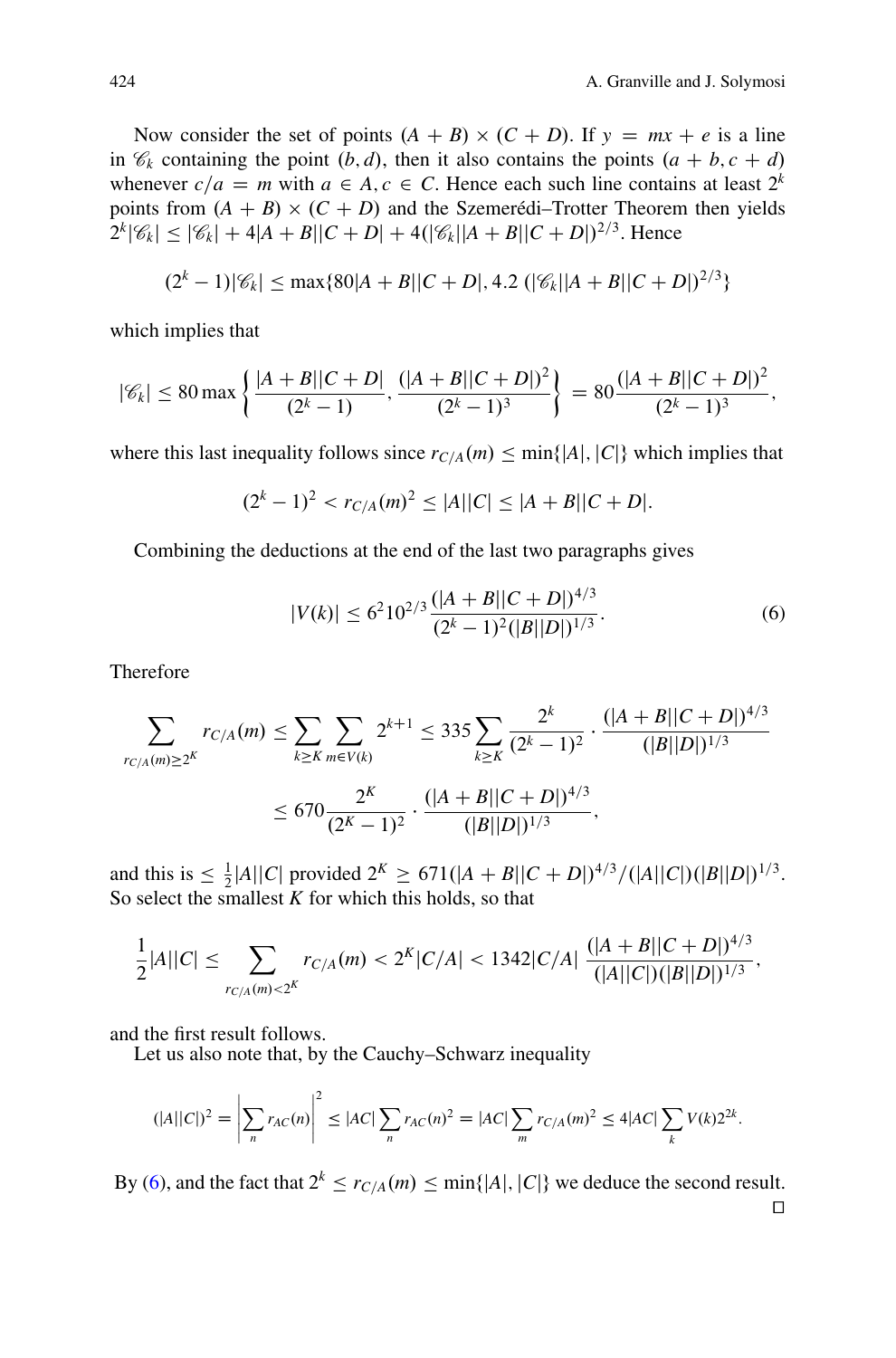Now consider the set of points $(A + B) \times (C + D)$. If $y = mx + e$ is a line in $\mathscr{C}_k$ containing the point $(b, d)$, then it also contains the points $(a + b, c + d)$ whenever $c/a = m$ with $a \in A, c \in C$. Hence each such line contains at least $2^k$ points from $(A + B) \times (C + D)$ and the Szemerédi–Trotter Theorem then yields $2^k|\mathscr{C}_k| \leq |\mathscr{C}_k| + 4|A + B||C + D| + 4(|\mathscr{C}_k||A + B||C + D|)^{2/3}$. Hence

$$(2^k - 1)|\mathscr{C}_k| \leq \max\{80|A + B||C + D|, 4.2\ (|\mathscr{C}_k||A + B||C + D|)^{2/3}\}$$

which implies that

$$|\mathscr{C}_k| \leq 80 \max\left\{\frac{|A + B||C + D|}{(2^k - 1)}, \frac{(|A + B||C + D|)^2}{(2^k - 1)^3}\right\} = 80\frac{(|A + B||C + D|)^2}{(2^k - 1)^3},$$

where this last inequality follows since $r_{C/A}(m) \leq \min\{|A|, |C|\}$ which implies that

$$(2^k - 1)^2 < r_{C/A}(m)^2 \leq |A||C| \leq |A + B||C + D|.$$

Combining the deductions at the end of the last two paragraphs gives

$$|V(k)| \leq 6^2 10^{2/3} \frac{(|A + B||C + D|)^{4/3}}{(2^k - 1)^2(|B||D|)^{1/3}}. \tag{6}$$

Therefore

$$\begin{aligned}
\sum_{r_{C/A}(m) \geq 2^K} r_{C/A}(m) &\leq \sum_{k \geq K} \sum_{m \in V(k)} 2^{k+1} \leq 335 \sum_{k \geq K} \frac{2^k}{(2^k - 1)^2} \cdot \frac{(|A + B||C + D|)^{4/3}}{(|B||D|)^{1/3}} \\
&\leq 670 \frac{2^K}{(2^K - 1)^2} \cdot \frac{(|A + B||C + D|)^{4/3}}{(|B||D|)^{1/3}},
\end{aligned}$$

and this is $\leq \frac{1}{2}|A||C|$ provided $2^K \geq 671(|A + B||C + D|)^{4/3}/(|A||C|)(|B||D|)^{1/3}$. So select the smallest $K$ for which this holds, so that

$$\frac{1}{2}|A||C| \leq \sum_{r_{C/A}(m) < 2^K} r_{C/A}(m) < 2^K|C/A| < 1342|C/A|\ \frac{(|A + B||C + D|)^{4/3}}{(|A||C|)(|B||D|)^{1/3}},$$

and the first result follows.

Let us also note that, by the Cauchy–Schwarz inequality

$$(|A||C|)^2 = \left|\sum_n r_{AC}(n)\right|^2 \leq |AC| \sum_n r_{AC}(n)^2 = |AC| \sum_m r_{C/A}(m)^2 \leq 4|AC| \sum_k V(k)2^{2k}.$$

By (6), and the fact that $2^k \leq r_{C/A}(m) \leq \min\{|A|, |C|\}$ we deduce the second result. □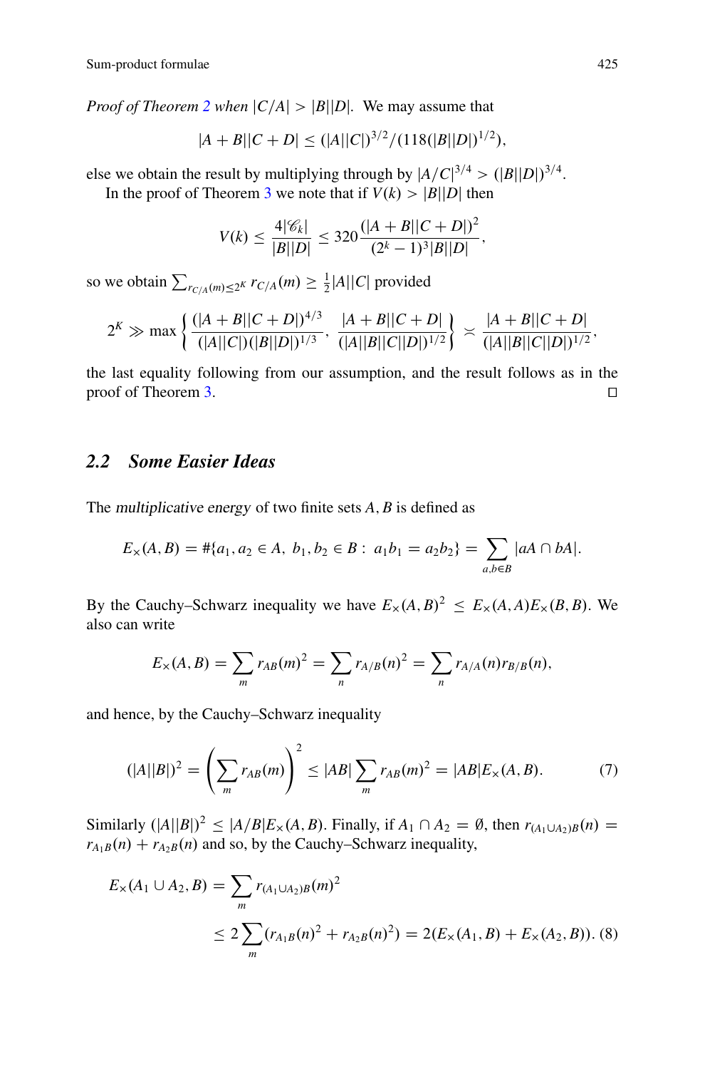*Proof of Theorem 2 when $|C/A| > |B||D|$.* We may assume that

$$|A + B||C + D| \le (|A||C|)^{3/2}/(118(|B||D|)^{1/2}),$$

else we obtain the result by multiplying through by $|A/C|^{3/4} > (|B||D|)^{3/4}$.

In the proof of Theorem 3 we note that if $V(k) > |B||D|$ then

$$V(k) \le \frac{4|\mathscr{C}_k|}{|B||D|} \le 320 \frac{(|A + B||C + D|)^2}{(2^k - 1)^3 |B||D|},$$

so we obtain $\sum_{r_{C/A}(m) \le 2^K} r_{C/A}(m) \ge \frac{1}{2}|A||C|$ provided

$$2^K \gg \max\left\{ \frac{(|A + B||C + D|)^{4/3}}{(|A||C|)(|B||D|)^{1/3}}, \frac{|A + B||C + D|}{(|A||B||C||D|)^{1/2}} \right\} \asymp \frac{|A + B||C + D|}{(|A||B||C||D|)^{1/2}},$$

the last equality following from our assumption, and the result follows as in the proof of Theorem 3. $\square$

## 2.2 Some Easier Ideas

The *multiplicative energy* of two finite sets $A, B$ is defined as

$$E_\times(A, B) = \#\{a_1, a_2 \in A,\ b_1, b_2 \in B :\ a_1 b_1 = a_2 b_2\} = \sum_{a, b \in B} |aA \cap bA|.$$

By the Cauchy–Schwarz inequality we have $E_\times(A, B)^2 \le E_\times(A, A) E_\times(B, B)$. We also can write

$$E_\times(A, B) = \sum_m r_{AB}(m)^2 = \sum_n r_{A/B}(n)^2 = \sum_n r_{A/A}(n) r_{B/B}(n),$$

and hence, by the Cauchy–Schwarz inequality

$$(|A||B|)^2 = \left( \sum_m r_{AB}(m) \right)^2 \le |AB| \sum_m r_{AB}(m)^2 = |AB| E_\times(A, B). \tag{7}$$

Similarly $(|A||B|)^2 \le |A/B| E_\times(A, B)$. Finally, if $A_1 \cap A_2 = \emptyset$, then $r_{(A_1 \cup A_2)B}(n) = r_{A_1 B}(n) + r_{A_2 B}(n)$ and so, by the Cauchy–Schwarz inequality,

$$\begin{aligned} E_\times(A_1 \cup A_2, B) &= \sum_m r_{(A_1 \cup A_2)B}(m)^2 \\ &\le 2 \sum_m (r_{A_1 B}(n)^2 + r_{A_2 B}(n)^2) = 2(E_\times(A_1, B) + E_\times(A_2, B)). \end{aligned} \tag{8}$$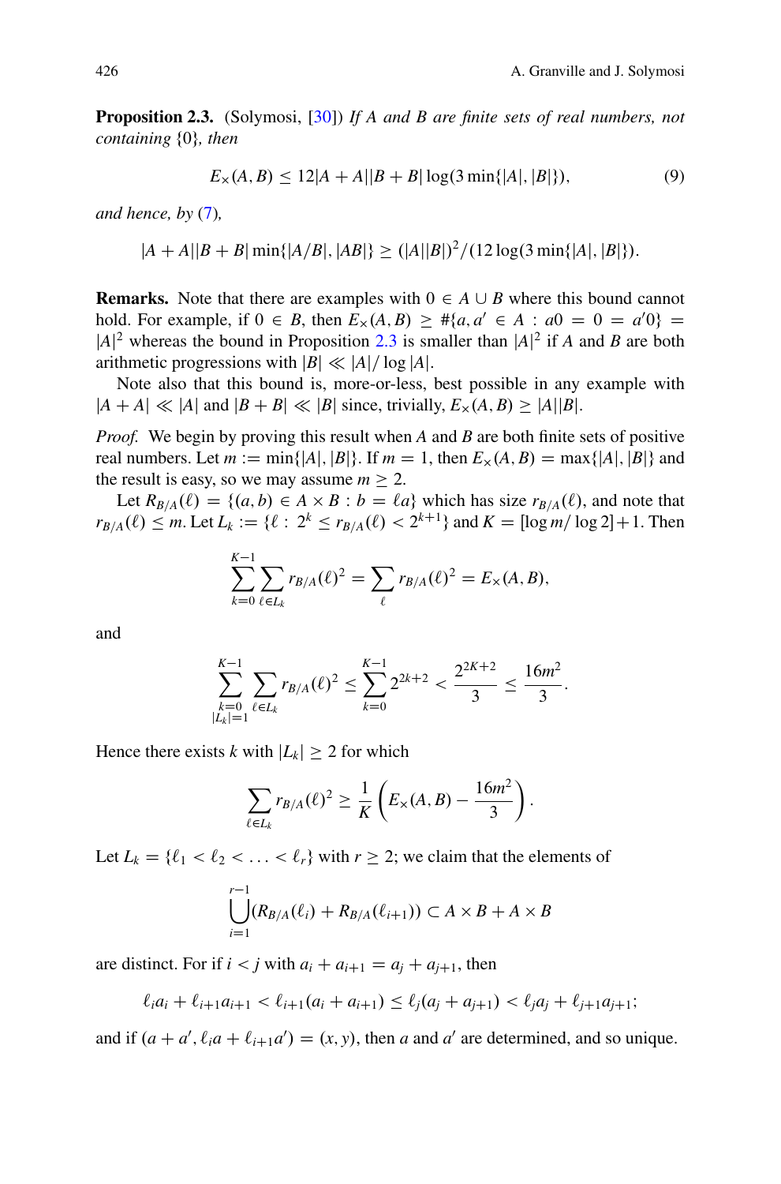**Proposition 2.3.** (Solymosi, [30]) *If $A$ and $B$ are finite sets of real numbers, not containing $\{0\}$, then*

$$E_\times(A,B) \le 12|A+A||B+B|\log(3\min\{|A|,|B|\}), \tag{9}$$

*and hence, by (7),*

$$|A+A||B+B|\min\{|A/B|,|AB|\} \ge (|A||B|)^2/(12\log(3\min\{|A|,|B|\}).$$

**Remarks.** Note that there are examples with $0 \in A \cup B$ where this bound cannot hold. For example, if $0 \in B$, then $E_\times(A,B) \ge \#\{a,a' \in A : a0 = 0 = a'0\} = |A|^2$ whereas the bound in Proposition 2.3 is smaller than $|A|^2$ if $A$ and $B$ are both arithmetic progressions with $|B| \ll |A|/\log|A|$.

Note also that this bound is, more-or-less, best possible in any example with $|A+A| \ll |A|$ and $|B+B| \ll |B|$ since, trivially, $E_\times(A,B) \ge |A||B|$.

*Proof.* We begin by proving this result when $A$ and $B$ are both finite sets of positive real numbers. Let $m := \min\{|A|,|B|\}$. If $m = 1$, then $E_\times(A,B) = \max\{|A|,|B|\}$ and the result is easy, so we may assume $m \ge 2$.

Let $R_{B/A}(\ell) = \{(a,b) \in A \times B : b = \ell a\}$ which has size $r_{B/A}(\ell)$, and note that $r_{B/A}(\ell) \le m$. Let $L_k := \{\ell : 2^k \le r_{B/A}(\ell) < 2^{k+1}\}$ and $K = [\log m/\log 2]+1$. Then

$$\sum_{k=0}^{K-1}\sum_{\ell \in L_k} r_{B/A}(\ell)^2 = \sum_{\ell} r_{B/A}(\ell)^2 = E_\times(A,B),$$

and

$$\sum_{\substack{k=0\\ |L_k|=1}}^{K-1}\sum_{\ell \in L_k} r_{B/A}(\ell)^2 \le \sum_{k=0}^{K-1} 2^{2k+2} < \frac{2^{2K+2}}{3} \le \frac{16m^2}{3}.$$

Hence there exists $k$ with $|L_k| \ge 2$ for which

$$\sum_{\ell \in L_k} r_{B/A}(\ell)^2 \ge \frac{1}{K}\left(E_\times(A,B) - \frac{16m^2}{3}\right).$$

Let $L_k = \{\ell_1 < \ell_2 < \ldots < \ell_r\}$ with $r \ge 2$; we claim that the elements of

$$\bigcup_{i=1}^{r-1}(R_{B/A}(\ell_i) + R_{B/A}(\ell_{i+1})) \subset A \times B + A \times B$$

are distinct. For if $i < j$ with $a_i + a_{i+1} = a_j + a_{j+1}$, then

$$\ell_i a_i + \ell_{i+1}a_{i+1} < \ell_{i+1}(a_i + a_{i+1}) \le \ell_j(a_j + a_{j+1}) < \ell_j a_j + \ell_{j+1}a_{j+1};$$

and if $(a+a', \ell_i a + \ell_{i+1}a') = (x,y)$, then $a$ and $a'$ are determined, and so unique.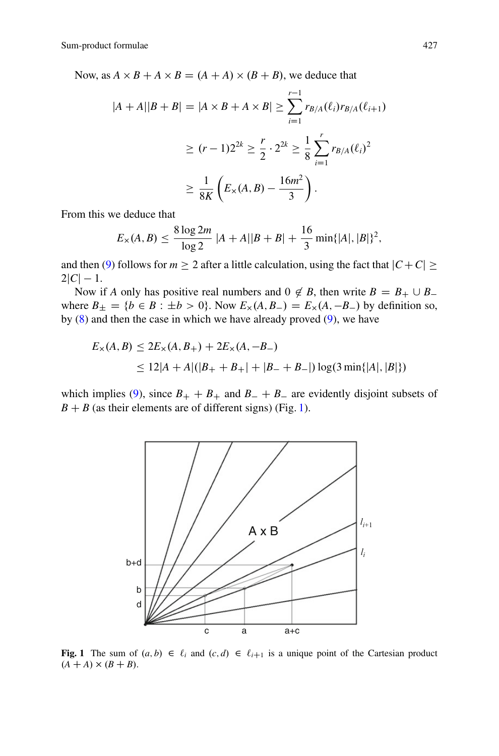Now, as $A \times B + A \times B = (A + A) \times (B + B)$, we deduce that

$$
\begin{aligned}
|A + A||B + B| = |A \times B + A \times B| &\geq \sum_{i=1}^{r-1} r_{B/A}(\ell_i) r_{B/A}(\ell_{i+1}) \\
&\geq (r-1)2^{2k} \geq \frac{r}{2} \cdot 2^{2k} \geq \frac{1}{8} \sum_{i=1}^{r} r_{B/A}(\ell_i)^2 \\
&\geq \frac{1}{8K} \left( E_\times(A, B) - \frac{16m^2}{3} \right).
\end{aligned}
$$

From this we deduce that

$$
E_\times(A, B) \leq \frac{8 \log 2m}{\log 2} |A + A||B + B| + \frac{16}{3} \min\{|A|, |B|\}^2,
$$

and then (9) follows for $m \geq 2$ after a little calculation, using the fact that $|C + C| \geq 2|C| - 1$.

Now if $A$ only has positive real numbers and $0 \notin B$, then write $B = B_+ \cup B_-$ where $B_\pm = \{b \in B : \pm b > 0\}$. Now $E_\times(A, B_-) = E_\times(A, -B_-)$ by definition so, by (8) and then the case in which we have already proved (9), we have

$$
\begin{aligned}
E_\times(A, B) &\leq 2E_\times(A, B_+) + 2E_\times(A, -B_-) \\
&\leq 12|A + A|(|B_+ + B_+| + |B_- + B_-|) \log(3 \min\{|A|, |B|\})
\end{aligned}
$$

which implies (9), since $B_+ + B_+$ and $B_- + B_-$ are evidently disjoint subsets of $B + B$ (as their elements are of different signs) (Fig. 1).

**Fig. 1** The sum of $(a, b) \in \ell_i$ and $(c, d) \in \ell_{i+1}$ is a unique point of the Cartesian product $(A + A) \times (B + B)$.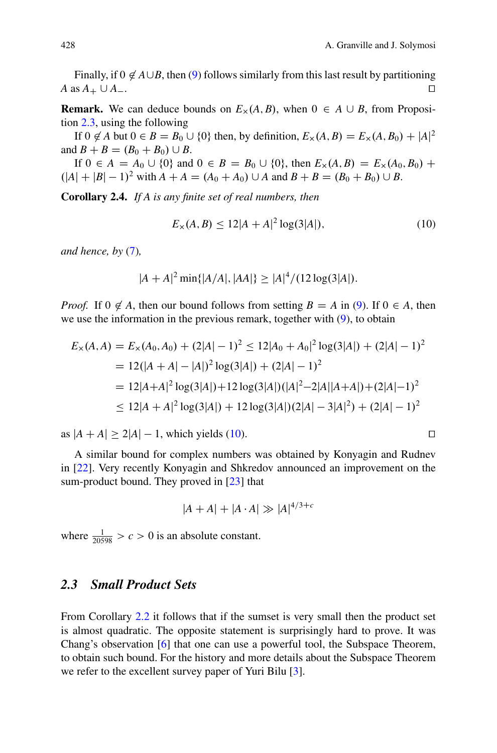Finally, if $0 \notin A \cup B$, then (9) follows similarly from this last result by partitioning $A$ as $A_+ \cup A_-$. $\square$

**Remark.** We can deduce bounds on $E_\times(A, B)$, when $0 \in A \cup B$, from Proposition 2.3, using the following

If $0 \notin A$ but $0 \in B = B_0 \cup \{0\}$ then, by definition, $E_\times(A, B) = E_\times(A, B_0) + |A|^2$ and $B + B = (B_0 + B_0) \cup B$.

If $0 \in A = A_0 \cup \{0\}$ and $0 \in B = B_0 \cup \{0\}$, then $E_\times(A, B) = E_\times(A_0, B_0) + (|A| + |B| - 1)^2$ with $A + A = (A_0 + A_0) \cup A$ and $B + B = (B_0 + B_0) \cup B$.

**Corollary 2.4.** *If $A$ is any finite set of real numbers, then*

$$E_\times(A, B) \leq 12|A + A|^2 \log(3|A|), \tag{10}$$

*and hence, by (7),*

$$|A + A|^2 \min\{|A/A|, |AA|\} \geq |A|^4/(12 \log(3|A|)).$$

*Proof.* If $0 \notin A$, then our bound follows from setting $B = A$ in (9). If $0 \in A$, then we use the information in the previous remark, together with (9), to obtain

$$\begin{aligned}
E_\times(A, A) &= E_\times(A_0, A_0) + (2|A| - 1)^2 \leq 12|A_0 + A_0|^2 \log(3|A|) + (2|A| - 1)^2 \\
&= 12(|A + A| - |A|)^2 \log(3|A|) + (2|A| - 1)^2 \\
&= 12|A+A|^2 \log(3|A|) + 12 \log(3|A|)(|A|^2 - 2|A||A+A|) + (2|A|-1)^2 \\
&\leq 12|A + A|^2 \log(3|A|) + 12 \log(3|A|)(2|A| - 3|A|^2) + (2|A| - 1)^2
\end{aligned}$$

as $|A + A| \geq 2|A| - 1$, which yields (10). $\square$

A similar bound for complex numbers was obtained by Konyagin and Rudnev in [22]. Very recently Konyagin and Shkredov announced an improvement on the sum-product bound. They proved in [23] that

$$|A + A| + |A \cdot A| \gg |A|^{4/3+c}$$

where $\frac{1}{20598} > c > 0$ is an absolute constant.

## 2.3 Small Product Sets

From Corollary 2.2 it follows that if the sumset is very small then the product set is almost quadratic. The opposite statement is surprisingly hard to prove. It was Chang's observation [6] that one can use a powerful tool, the Subspace Theorem, to obtain such bound. For the history and more details about the Subspace Theorem we refer to the excellent survey paper of Yuri Bilu [3].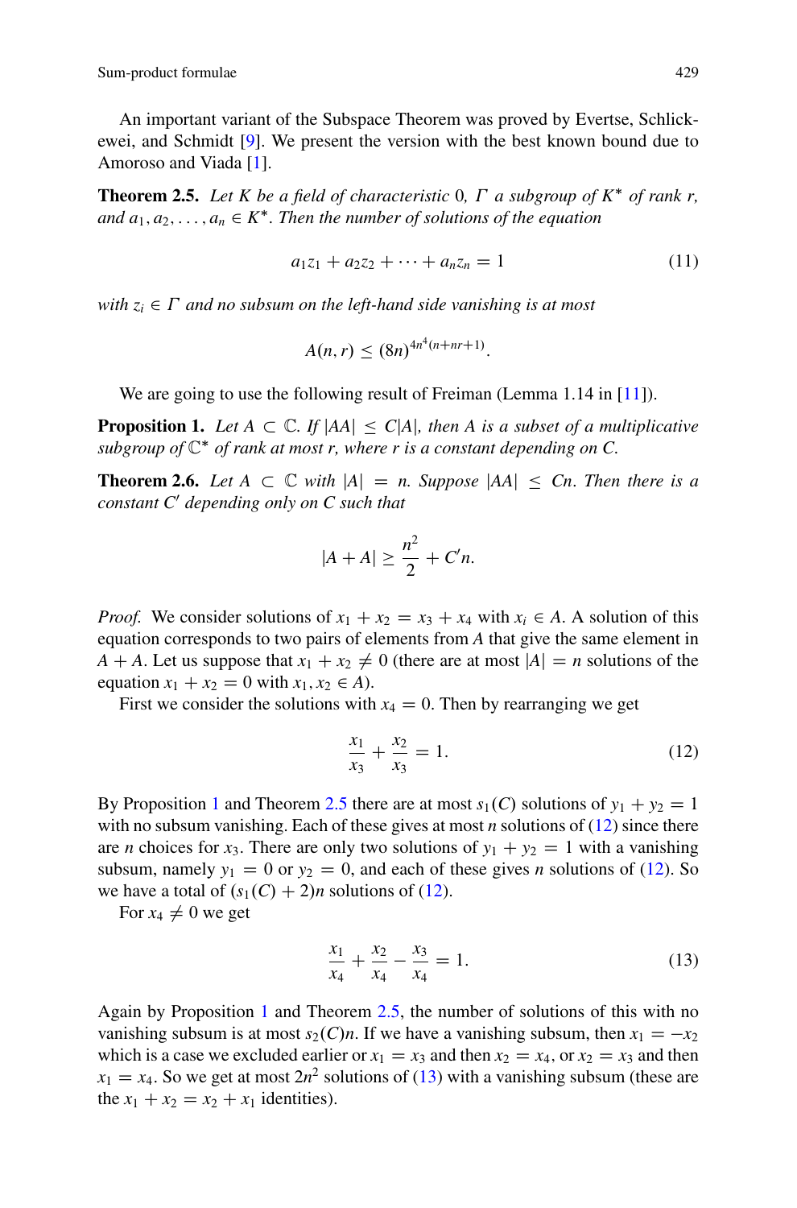An important variant of the Subspace Theorem was proved by Evertse, Schlickewei, and Schmidt [9]. We present the version with the best known bound due to Amoroso and Viada [1].

**Theorem 2.5.** *Let $K$ be a field of characteristic 0, $\Gamma$ a subgroup of $K^*$ of rank $r$, and $a_1, a_2, \ldots, a_n \in K^*$. Then the number of solutions of the equation*

$$a_1 z_1 + a_2 z_2 + \cdots + a_n z_n = 1 \tag{11}$$

*with $z_i \in \Gamma$ and no subsum on the left-hand side vanishing is at most*

$$A(n, r) \leq (8n)^{4n^4(n+nr+1)}.$$

We are going to use the following result of Freiman (Lemma 1.14 in [11]).

**Proposition 1.** *Let $A \subset \mathbb{C}$. If $|AA| \leq C|A|$, then $A$ is a subset of a multiplicative subgroup of $\mathbb{C}^*$ of rank at most $r$, where $r$ is a constant depending on $C$.*

**Theorem 2.6.** *Let $A \subset \mathbb{C}$ with $|A| = n$. Suppose $|AA| \leq Cn$. Then there is a constant $C'$ depending only on $C$ such that*

$$|A + A| \geq \frac{n^2}{2} + C'n.$$

*Proof.* We consider solutions of $x_1 + x_2 = x_3 + x_4$ with $x_i \in A$. A solution of this equation corresponds to two pairs of elements from $A$ that give the same element in $A + A$. Let us suppose that $x_1 + x_2 \neq 0$ (there are at most $|A| = n$ solutions of the equation $x_1 + x_2 = 0$ with $x_1, x_2 \in A$).

First we consider the solutions with $x_4 = 0$. Then by rearranging we get

$$\frac{x_1}{x_3} + \frac{x_2}{x_3} = 1. \tag{12}$$

By Proposition 1 and Theorem 2.5 there are at most $s_1(C)$ solutions of $y_1 + y_2 = 1$ with no subsum vanishing. Each of these gives at most $n$ solutions of (12) since there are $n$ choices for $x_3$. There are only two solutions of $y_1 + y_2 = 1$ with a vanishing subsum, namely $y_1 = 0$ or $y_2 = 0$, and each of these gives $n$ solutions of (12). So we have a total of $(s_1(C) + 2)n$ solutions of (12).

For $x_4 \neq 0$ we get

$$\frac{x_1}{x_4} + \frac{x_2}{x_4} - \frac{x_3}{x_4} = 1. \tag{13}$$

Again by Proposition 1 and Theorem 2.5, the number of solutions of this with no vanishing subsum is at most $s_2(C)n$. If we have a vanishing subsum, then $x_1 = -x_2$ which is a case we excluded earlier or $x_1 = x_3$ and then $x_2 = x_4$, or $x_2 = x_3$ and then $x_1 = x_4$. So we get at most $2n^2$ solutions of (13) with a vanishing subsum (these are the $x_1 + x_2 = x_2 + x_1$ identities).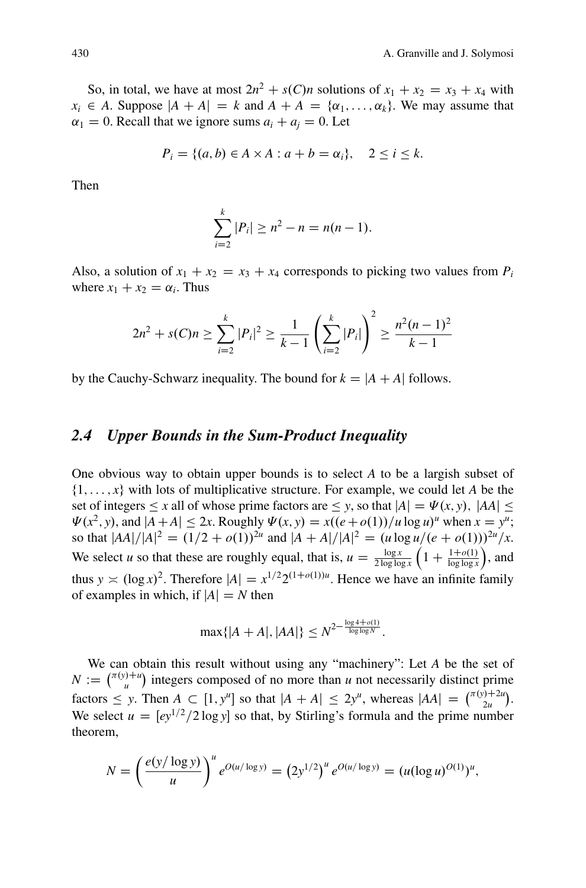So, in total, we have at most $2n^2 + s(C)n$ solutions of $x_1 + x_2 = x_3 + x_4$ with $x_i \in A$. Suppose $|A + A| = k$ and $A + A = \{\alpha_1, \ldots, \alpha_k\}$. We may assume that $\alpha_1 = 0$. Recall that we ignore sums $a_i + a_j = 0$. Let

$$P_i = \{(a, b) \in A \times A : a + b = \alpha_i\}, \quad 2 \leq i \leq k.$$

Then

$$\sum_{i=2}^{k} |P_i| \geq n^2 - n = n(n-1).$$

Also, a solution of $x_1 + x_2 = x_3 + x_4$ corresponds to picking two values from $P_i$ where $x_1 + x_2 = \alpha_i$. Thus

$$2n^2 + s(C)n \geq \sum_{i=2}^{k} |P_i|^2 \geq \frac{1}{k-1}\left(\sum_{i=2}^{k} |P_i|\right)^2 \geq \frac{n^2(n-1)^2}{k-1}$$

by the Cauchy-Schwarz inequality. The bound for $k = |A + A|$ follows.

## 2.4 Upper Bounds in the Sum-Product Inequality

One obvious way to obtain upper bounds is to select $A$ to be a largish subset of $\{1, \ldots, x\}$ with lots of multiplicative structure. For example, we could let $A$ be the set of integers $\leq x$ all of whose prime factors are $\leq y$, so that $|A| = \Psi(x, y)$, $|AA| \leq \Psi(x^2, y)$, and $|A+A| \leq 2x$. Roughly $\Psi(x, y) = x((e+o(1))/u \log u)^u$ when $x = y^u$; so that $|AA|/|A|^2 = (1/2 + o(1))^{2u}$ and $|A + A|/|A|^2 = (u \log u/(e + o(1)))^{2u}/x$. We select $u$ so that these are roughly equal, that is, $u = \frac{\log x}{2 \log\log x}\left(1 + \frac{1+o(1)}{\log\log x}\right)$, and thus $y \asymp (\log x)^2$. Therefore $|A| = x^{1/2}2^{(1+o(1))u}$. Hence we have an infinite family of examples in which, if $|A| = N$ then

$$\max\{|A + A|, |AA|\} \leq N^{2 - \frac{\log 4 + o(1)}{\log\log N}}.$$

We can obtain this result without using any "machinery": Let $A$ be the set of $N := \binom{\pi(y)+u}{u}$ integers composed of no more than $u$ not necessarily distinct prime factors $\leq y$. Then $A \subset [1, y^u]$ so that $|A + A| \leq 2y^u$, whereas $|AA| = \binom{\pi(y)+2u}{2u}$. We select $u = [ey^{1/2}/2 \log y]$ so that, by Stirling's formula and the prime number theorem,

$$N = \left(\frac{e(y/\log y)}{u}\right)^u e^{O(u/\log y)} = \left(2y^{1/2}\right)^u e^{O(u/\log y)} = (u(\log u)^{O(1)})^u,$$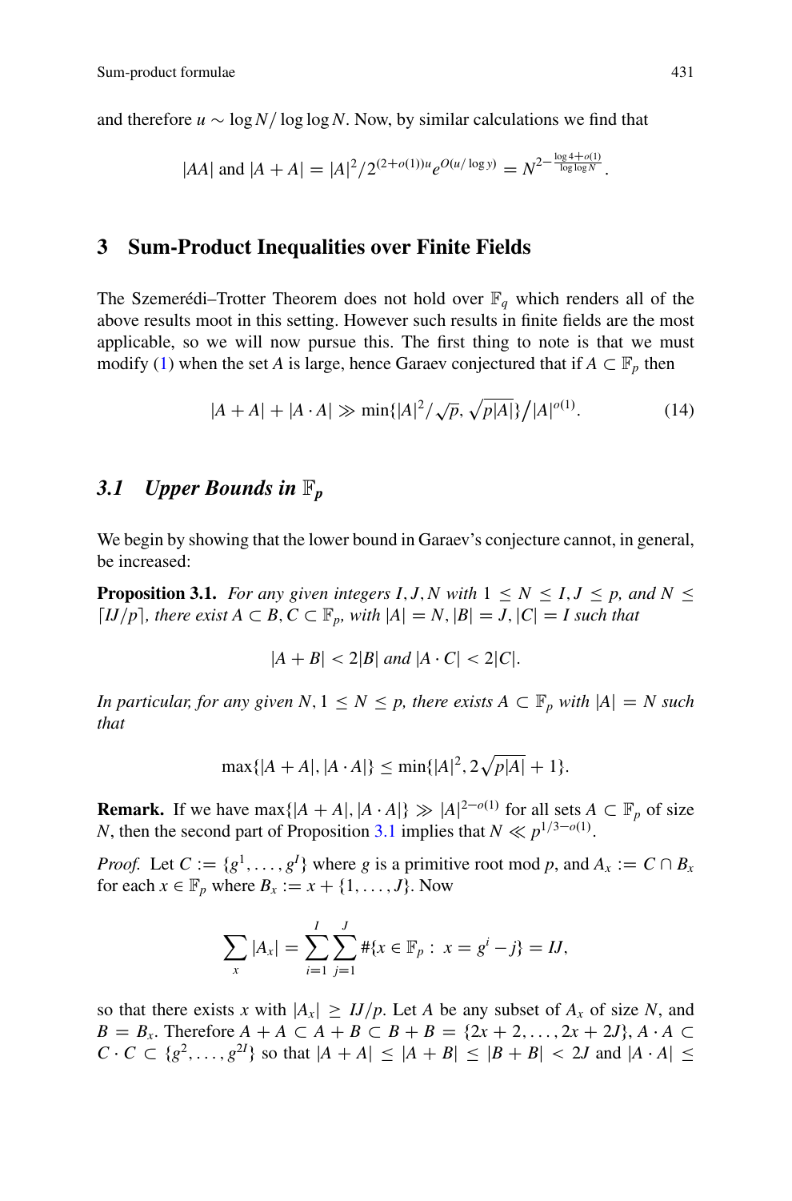and therefore $u \sim \log N / \log\log N$. Now, by similar calculations we find that

$$|AA| \text{ and } |A+A| = |A|^2/2^{(2+o(1))u} e^{O(u/\log y)} = N^{2-\frac{\log 4 + o(1)}{\log\log N}}.$$

## 3 Sum-Product Inequalities over Finite Fields

The Szemerédi–Trotter Theorem does not hold over $\mathbb{F}_q$ which renders all of the above results moot in this setting. However such results in finite fields are the most applicable, so we will now pursue this. The first thing to note is that we must modify (1) when the set $A$ is large, hence Garaev conjectured that if $A \subset \mathbb{F}_p$ then

$$|A+A| + |A \cdot A| \gg \min\{|A|^2/\sqrt{p}, \sqrt{p|A|}\}\big/|A|^{o(1)}. \tag{14}$$

### *3.1 Upper Bounds in $\mathbb{F}_p$*

We begin by showing that the lower bound in Garaev's conjecture cannot, in general, be increased:

**Proposition 3.1.** *For any given integers $I, J, N$ with $1 \leq N \leq I, J \leq p$, and $N \leq \lceil IJ/p \rceil$, there exist $A \subset B, C \subset \mathbb{F}_p$, with $|A| = N, |B| = J, |C| = I$ such that*

$$|A+B| < 2|B| \text{ and } |A \cdot C| < 2|C|.$$

*In particular, for any given $N$, $1 \leq N \leq p$, there exists $A \subset \mathbb{F}_p$ with $|A| = N$ such that*

$$\max\{|A+A|, |A \cdot A|\} \leq \min\{|A|^2, 2\sqrt{p|A|} + 1\}.$$

**Remark.** If we have $\max\{|A+A|, |A \cdot A|\} \gg |A|^{2-o(1)}$ for all sets $A \subset \mathbb{F}_p$ of size $N$, then the second part of Proposition 3.1 implies that $N \ll p^{1/3-o(1)}$.

*Proof.* Let $C := \{g^1, \ldots, g^I\}$ where $g$ is a primitive root mod $p$, and $A_x := C \cap B_x$ for each $x \in \mathbb{F}_p$ where $B_x := x + \{1, \ldots, J\}$. Now

$$\sum_x |A_x| = \sum_{i=1}^{I} \sum_{j=1}^{J} \#\{x \in \mathbb{F}_p : x = g^i - j\} = IJ,$$

so that there exists $x$ with $|A_x| \geq IJ/p$. Let $A$ be any subset of $A_x$ of size $N$, and $B = B_x$. Therefore $A + A \subset A + B \subset B + B = \{2x+2, \ldots, 2x+2J\}$, $A \cdot A \subset C \cdot C \subset \{g^2, \ldots, g^{2I}\}$ so that $|A+A| \leq |A+B| \leq |B+B| < 2J$ and $|A \cdot A| \leq$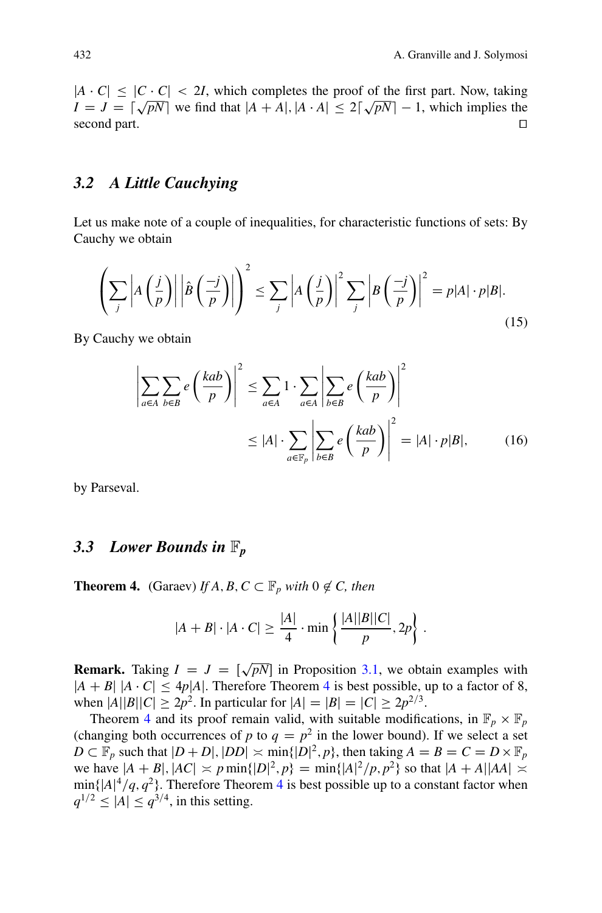$|A \cdot C| \leq |C \cdot C| < 2I$, which completes the proof of the first part. Now, taking $I = J = \lceil \sqrt{pN} \rceil$ we find that $|A + A|, |A \cdot A| \leq 2\lceil \sqrt{pN} \rceil - 1$, which implies the second part. $\square$

### 3.2 A Little Cauchying

Let us make note of a couple of inequalities, for characteristic functions of sets: By Cauchy we obtain

$$\left( \sum_j \left| A\left(\frac{j}{p}\right) \right| \left| \hat{B}\left(\frac{-j}{p}\right) \right| \right)^2 \leq \sum_j \left| A\left(\frac{j}{p}\right) \right|^2 \sum_j \left| B\left(\frac{-j}{p}\right) \right|^2 = p|A| \cdot p|B|. \tag{15}$$

By Cauchy we obtain

$$\begin{aligned} \left| \sum_{a \in A} \sum_{b \in B} e\left(\frac{kab}{p}\right) \right|^2 &\leq \sum_{a \in A} 1 \cdot \sum_{a \in A} \left| \sum_{b \in B} e\left(\frac{kab}{p}\right) \right|^2 \\ &\leq |A| \cdot \sum_{a \in \mathbb{F}_p} \left| \sum_{b \in B} e\left(\frac{kab}{p}\right) \right|^2 = |A| \cdot p|B|, \end{aligned} \tag{16}$$

by Parseval.

### 3.3 Lower Bounds in $\mathbb{F}_p$

**Theorem 4.** (Garaev) *If $A, B, C \subset \mathbb{F}_p$ with $0 \notin C$, then*

$$|A + B| \cdot |A \cdot C| \geq \frac{|A|}{4} \cdot \min\left\{ \frac{|A||B||C|}{p}, 2p \right\}.$$

**Remark.** Taking $I = J = [\sqrt{pN}]$ in Proposition 3.1, we obtain examples with $|A + B|\ |A \cdot C| \leq 4p|A|$. Therefore Theorem 4 is best possible, up to a factor of 8, when $|A||B||C| \geq 2p^2$. In particular for $|A| = |B| = |C| \geq 2p^{2/3}$.

Theorem 4 and its proof remain valid, with suitable modifications, in $\mathbb{F}_p \times \mathbb{F}_p$ (changing both occurrences of $p$ to $q = p^2$ in the lower bound). If we select a set $D \subset \mathbb{F}_p$ such that $|D + D|, |DD| \asymp \min\{|D|^2, p\}$, then taking $A = B = C = D \times \mathbb{F}_p$ we have $|A + B|, |AC| \asymp p \min\{|D|^2, p\} = \min\{|A|^2/p, p^2\}$ so that $|A + A||AA| \asymp \min\{|A|^4/q, q^2\}$. Therefore Theorem 4 is best possible up to a constant factor when $q^{1/2} \leq |A| \leq q^{3/4}$, in this setting.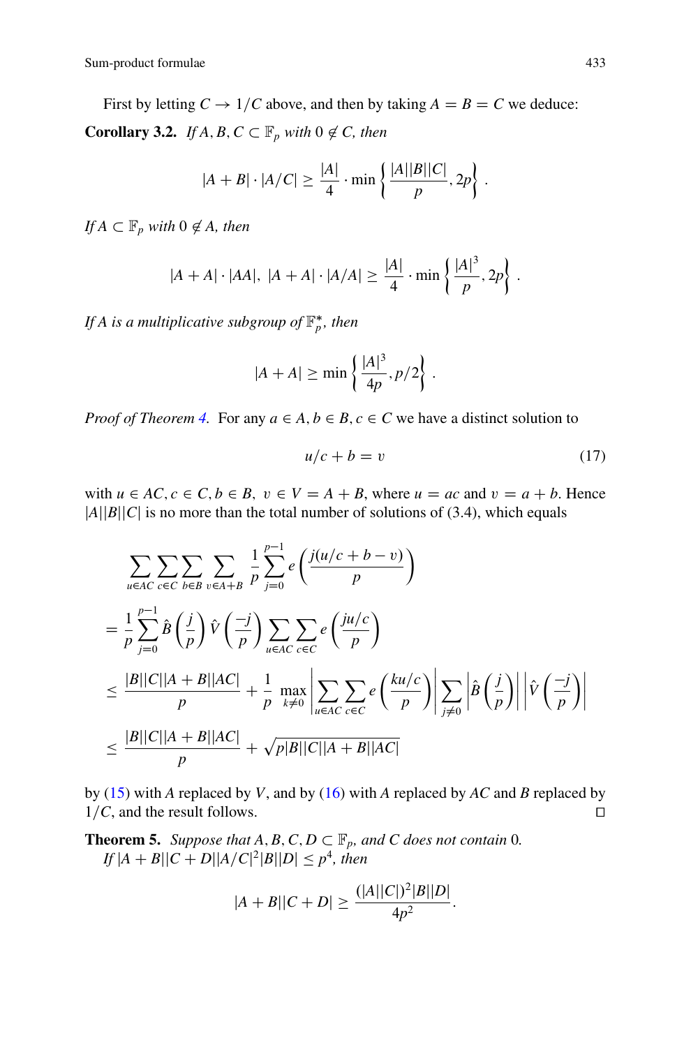First by letting $C \to 1/C$ above, and then by taking $A = B = C$ we deduce:

**Corollary 3.2.** *If $A, B, C \subset \mathbb{F}_p$ with $0 \notin C$, then*

$$|A+B| \cdot |A/C| \geq \frac{|A|}{4} \cdot \min\left\{ \frac{|A||B||C|}{p}, 2p \right\}.$$

*If $A \subset \mathbb{F}_p$ with $0 \notin A$, then*

$$|A+A| \cdot |AA|,\ |A+A| \cdot |A/A| \geq \frac{|A|}{4} \cdot \min\left\{ \frac{|A|^3}{p}, 2p \right\}.$$

*If $A$ is a multiplicative subgroup of $\mathbb{F}_p^*$, then*

$$|A+A| \geq \min\left\{ \frac{|A|^3}{4p}, p/2 \right\}.$$

*Proof of Theorem 4.* For any $a \in A, b \in B, c \in C$ we have a distinct solution to

$$u/c + b = v \tag{17}$$

with $u \in AC, c \in C, b \in B,\ v \in V = A+B$, where $u = ac$ and $v = a+b$. Hence $|A||B||C|$ is no more than the total number of solutions of (3.4), which equals

$$\begin{aligned}
&\sum_{u \in AC} \sum_{c \in C} \sum_{b \in B} \sum_{v \in A+B} \frac{1}{p} \sum_{j=0}^{p-1} e\left(\frac{j(u/c+b-v)}{p}\right) \\
&= \frac{1}{p} \sum_{j=0}^{p-1} \hat{B}\left(\frac{j}{p}\right) \hat{V}\left(\frac{-j}{p}\right) \sum_{u \in AC} \sum_{c \in C} e\left(\frac{ju/c}{p}\right) \\
&\leq \frac{|B||C||A+B||AC|}{p} + \frac{1}{p} \max_{k \neq 0} \left| \sum_{u \in AC} \sum_{c \in C} e\left(\frac{ku/c}{p}\right) \right| \sum_{j \neq 0} \left| \hat{B}\left(\frac{j}{p}\right) \right| \left| \hat{V}\left(\frac{-j}{p}\right) \right| \\
&\leq \frac{|B||C||A+B||AC|}{p} + \sqrt{p|B||C||A+B||AC|}
\end{aligned}$$

by (15) with $A$ replaced by $V$, and by (16) with $A$ replaced by $AC$ and $B$ replaced by $1/C$, and the result follows. □

**Theorem 5.** *Suppose that $A, B, C, D \subset \mathbb{F}_p$, and $C$ does not contain 0. If $|A+B||C+D||A/C|^2|B||D| \leq p^4$, then*

$$|A+B||C+D| \geq \frac{(|A||C|)^2|B||D|}{4p^2}.$$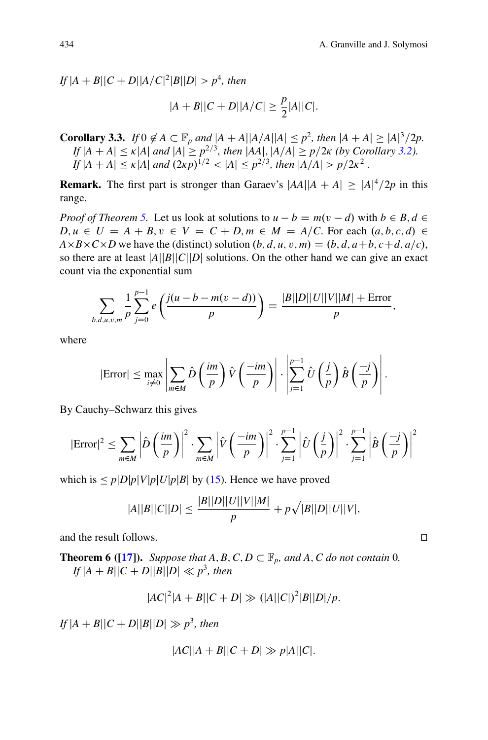*If* $|A+B||C+D||A/C|^2|B||D| > p^4$, *then*

$$|A+B||C+D||A/C| \geq \frac{p}{2}|A||C|.$$

**Corollary 3.3.** *If* $0 \notin A \subset \mathbb{F}_p$ *and* $|A+A||A/A||A| \leq p^2$, *then* $|A+A| \geq |A|^3/2p$.
*If* $|A+A| \leq \kappa|A|$ *and* $|A| \geq p^{2/3}$, *then* $|AA|, |A/A| \geq p/2\kappa$ *(by Corollary 3.2).*
*If* $|A+A| \leq \kappa|A|$ *and* $(2\kappa p)^{1/2} < |A| \leq p^{2/3}$, *then* $|A/A| > p/2\kappa^2$ .

**Remark.** The first part is stronger than Garaev's $|AA||A+A| \geq |A|^4/2p$ in this range.

*Proof of Theorem 5.* Let us look at solutions to $u-b = m(v-d)$ with $b \in B, d \in D, u \in U = A+B, v \in V = C+D, m \in M = A/C$. For each $(a,b,c,d) \in A\times B\times C\times D$ we have the (distinct) solution $(b,d,u,v,m) = (b,d,a+b,c+d,a/c)$, so there are at least $|A||B||C||D|$ solutions. On the other hand we can give an exact count via the exponential sum

$$\sum_{b,d,u,v,m} \frac{1}{p}\sum_{j=0}^{p-1} e\left(\frac{j(u-b-m(v-d))}{p}\right) = \frac{|B||D||U||V||M| + \text{Error}}{p},$$

where

$$|\text{Error}| \leq \max_{i\neq 0}\left|\sum_{m\in M}\hat{D}\left(\frac{im}{p}\right)\hat{V}\left(\frac{-im}{p}\right)\right| \cdot \left|\sum_{j=1}^{p-1}\hat{U}\left(\frac{j}{p}\right)\hat{B}\left(\frac{-j}{p}\right)\right|.$$

By Cauchy–Schwarz this gives

$$|\text{Error}|^2 \leq \sum_{m\in M}\left|\hat{D}\left(\frac{im}{p}\right)\right|^2 \cdot \sum_{m\in M}\left|\hat{V}\left(\frac{-im}{p}\right)\right|^2 \cdot \sum_{j=1}^{p-1}\left|\hat{U}\left(\frac{j}{p}\right)\right|^2 \cdot \sum_{j=1}^{p-1}\left|\hat{B}\left(\frac{-j}{p}\right)\right|^2$$

which is $\leq p|D|p|V|p|U|p|B|$ by (15). Hence we have proved

$$|A||B||C||D| \leq \frac{|B||D||U||V||M|}{p} + p\sqrt{|B||D||U||V|},$$

and the result follows. □

**Theorem 6 ([17]).** *Suppose that* $A,B,C,D \subset \mathbb{F}_p$, *and* $A, C$ *do not contain* $0$.
*If* $|A+B||C+D||B||D| \ll p^3$, *then*

$$|AC|^2|A+B||C+D| \gg (|A||C|)^2|B||D|/p.$$

*If* $|A+B||C+D||B||D| \gg p^3$, *then*

$$|AC||A+B||C+D| \gg p|A||C|.$$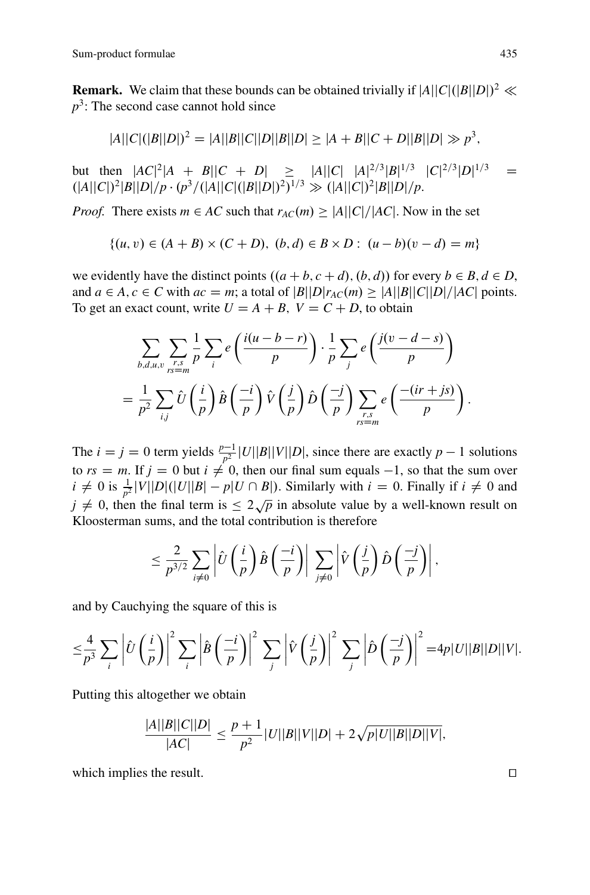**Remark.** We claim that these bounds can be obtained trivially if $|A||C|(|B||D|)^2 \ll p^3$: The second case cannot hold since

$$|A||C|(|B||D|)^2 = |A||B||C||D||B||D| \geq |A+B||C+D||B||D| \gg p^3,$$

but then $|AC|^2|A+B||C+D| \geq |A||C| \; |A|^{2/3}|B|^{1/3} \; |C|^{2/3}|D|^{1/3} = (|A||C|)^2|B||D|/p \cdot (p^3/(|A||C|(|B||D|)^2)^{1/3} \gg (|A||C|)^2|B||D|/p$.

*Proof.* There exists $m \in AC$ such that $r_{AC}(m) \geq |A||C|/|AC|$. Now in the set

$$\{(u, v) \in (A+B) \times (C+D),\ (b, d) \in B \times D : \ (u-b)(v-d) = m\}$$

we evidently have the distinct points $((a+b, c+d), (b, d))$ for every $b \in B, d \in D$, and $a \in A, c \in C$ with $ac = m$; a total of $|B||D|r_{AC}(m) \geq |A||B||C||D|/|AC|$ points. To get an exact count, write $U = A+B,\ V = C+D$, to obtain

$$\sum_{b,d,u,v} \sum_{\substack{r,s \\ rs=m}} \frac{1}{p} \sum_i e\left(\frac{i(u-b-r)}{p}\right) \cdot \frac{1}{p} \sum_j e\left(\frac{j(v-d-s)}{p}\right)$$
$$= \frac{1}{p^2} \sum_{i,j} \hat{U}\left(\frac{i}{p}\right) \hat{B}\left(\frac{-i}{p}\right) \hat{V}\left(\frac{j}{p}\right) \hat{D}\left(\frac{-j}{p}\right) \sum_{\substack{r,s \\ rs=m}} e\left(\frac{-(ir+js)}{p}\right).$$

The $i = j = 0$ term yields $\frac{p-1}{p^2}|U||B||V||D|$, since there are exactly $p-1$ solutions to $rs = m$. If $j = 0$ but $i \neq 0$, then our final sum equals $-1$, so that the sum over $i \neq 0$ is $\frac{1}{p^2}|V||D|(|U||B| - p|U \cap B|)$. Similarly with $i = 0$. Finally if $i \neq 0$ and $j \neq 0$, then the final term is $\leq 2\sqrt{p}$ in absolute value by a well-known result on Kloosterman sums, and the total contribution is therefore

$$\leq \frac{2}{p^{3/2}} \sum_{i \neq 0} \left| \hat{U}\left(\frac{i}{p}\right) \hat{B}\left(\frac{-i}{p}\right) \right| \sum_{j \neq 0} \left| \hat{V}\left(\frac{j}{p}\right) \hat{D}\left(\frac{-j}{p}\right) \right|,$$

and by Cauchying the square of this is

$$\leq \frac{4}{p^3} \sum_i \left| \hat{U}\left(\frac{i}{p}\right) \right|^2 \sum_i \left| \hat{B}\left(\frac{-i}{p}\right) \right|^2 \sum_j \left| \hat{V}\left(\frac{j}{p}\right) \right|^2 \sum_j \left| \hat{D}\left(\frac{-j}{p}\right) \right|^2 = 4p|U||B||D||V|.$$

Putting this altogether we obtain

$$\frac{|A||B||C||D|}{|AC|} \leq \frac{p+1}{p^2}|U||B||V||D| + 2\sqrt{p|U||B||D||V|},$$

which implies the result. $\square$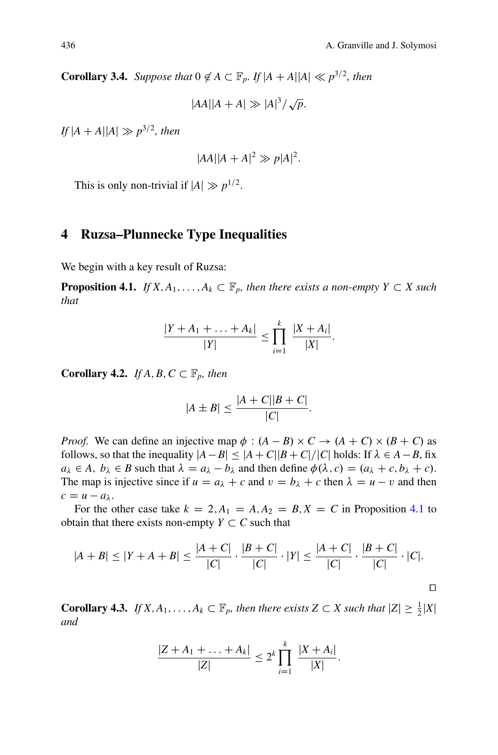**Corollary 3.4.** *Suppose that $0 \notin A \subset \mathbb{F}_p$. If $|A+A||A| \ll p^{3/2}$, then*

$$|AA||A+A| \gg |A|^3/\sqrt{p}.$$

*If $|A+A||A| \gg p^{3/2}$, then*

$$|AA||A+A|^2 \gg p|A|^2.$$

This is only non-trivial if $|A| \gg p^{1/2}$.

## 4 Ruzsa–Plunnecke Type Inequalities

We begin with a key result of Ruzsa:

**Proposition 4.1.** *If $X, A_1, \ldots, A_k \subset \mathbb{F}_p$, then there exists a non-empty $Y \subset X$ such that*

$$\frac{|Y + A_1 + \ldots + A_k|}{|Y|} \le \prod_{i=1}^{k} \frac{|X + A_i|}{|X|}.$$

**Corollary 4.2.** *If $A, B, C \subset \mathbb{F}_p$, then*

$$|A \pm B| \le \frac{|A+C||B+C|}{|C|}.$$

*Proof.* We can define an injective map $\phi : (A-B) \times C \to (A+C) \times (B+C)$ as follows, so that the inequality $|A-B| \le |A+C||B+C|/|C|$ holds: If $\lambda \in A-B$, fix $a_\lambda \in A,\ b_\lambda \in B$ such that $\lambda = a_\lambda - b_\lambda$ and then define $\phi(\lambda, c) = (a_\lambda + c, b_\lambda + c)$. The map is injective since if $u = a_\lambda + c$ and $v = b_\lambda + c$ then $\lambda = u - v$ and then $c = u - a_\lambda$.

For the other case take $k = 2, A_1 = A, A_2 = B, X = C$ in Proposition 4.1 to obtain that there exists non-empty $Y \subset C$ such that

$$|A+B| \le |Y+A+B| \le \frac{|A+C|}{|C|} \cdot \frac{|B+C|}{|C|} \cdot |Y| \le \frac{|A+C|}{|C|} \cdot \frac{|B+C|}{|C|} \cdot |C|.$$

□

**Corollary 4.3.** *If $X, A_1, \ldots, A_k \subset \mathbb{F}_p$, then there exists $Z \subset X$ such that $|Z| \ge \frac{1}{2}|X|$ and*

$$\frac{|Z + A_1 + \ldots + A_k|}{|Z|} \le 2^k \prod_{i=1}^{k} \frac{|X + A_i|}{|X|}.$$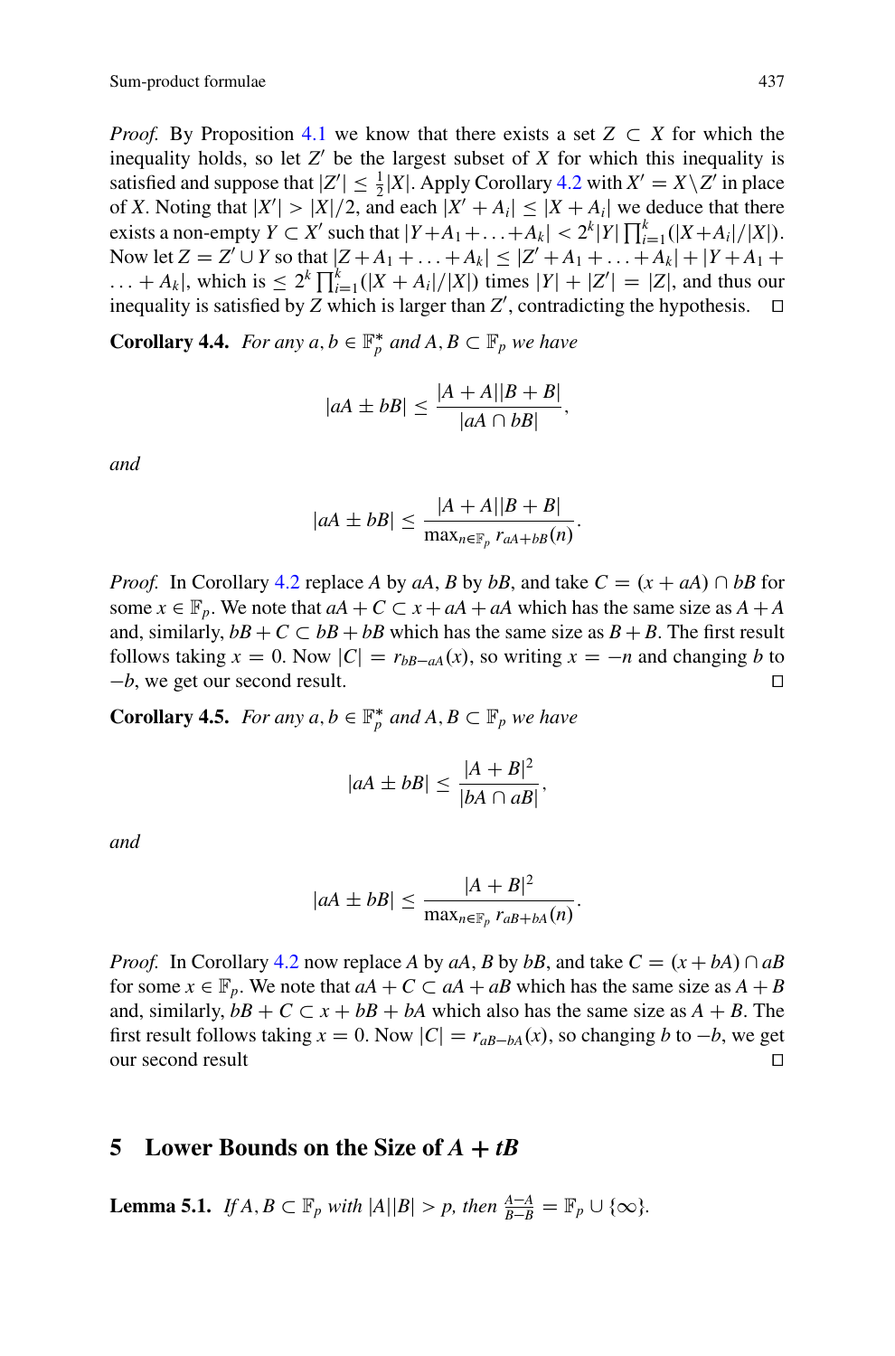*Proof.* By Proposition 4.1 we know that there exists a set $Z \subset X$ for which the inequality holds, so let $Z'$ be the largest subset of $X$ for which this inequality is satisfied and suppose that $|Z'| \le \frac{1}{2}|X|$. Apply Corollary 4.2 with $X' = X \setminus Z'$ in place of $X$. Noting that $|X'| > |X|/2$, and each $|X' + A_i| \le |X + A_i|$ we deduce that there exists a non-empty $Y \subset X'$ such that $|Y + A_1 + \ldots + A_k| < 2^k |Y| \prod_{i=1}^{k}(|X + A_i|/|X|)$. Now let $Z = Z' \cup Y$ so that $|Z + A_1 + \ldots + A_k| \le |Z' + A_1 + \ldots + A_k| + |Y + A_1 + \ldots + A_k|$, which is $\le 2^k \prod_{i=1}^{k}(|X + A_i|/|X|)$ times $|Y| + |Z'| = |Z|$, and thus our inequality is satisfied by $Z$ which is larger than $Z'$, contradicting the hypothesis. ◻

**Corollary 4.4.** *For any $a, b \in \mathbb{F}_p^*$ and $A, B \subset \mathbb{F}_p$ we have*

$$|aA \pm bB| \le \frac{|A + A||B + B|}{|aA \cap bB|},$$

*and*

$$|aA \pm bB| \le \frac{|A + A||B + B|}{\max_{n \in \mathbb{F}_p} r_{aA+bB}(n)}.$$

*Proof.* In Corollary 4.2 replace $A$ by $aA$, $B$ by $bB$, and take $C = (x + aA) \cap bB$ for some $x \in \mathbb{F}_p$. We note that $aA + C \subset x + aA + aA$ which has the same size as $A + A$ and, similarly, $bB + C \subset bB + bB$ which has the same size as $B + B$. The first result follows taking $x = 0$. Now $|C| = r_{bB-aA}(x)$, so writing $x = -n$ and changing $b$ to $-b$, we get our second result. ◻

**Corollary 4.5.** *For any $a, b \in \mathbb{F}_p^*$ and $A, B \subset \mathbb{F}_p$ we have*

$$|aA \pm bB| \le \frac{|A + B|^2}{|bA \cap aB|},$$

*and*

$$|aA \pm bB| \le \frac{|A + B|^2}{\max_{n \in \mathbb{F}_p} r_{aB+bA}(n)}.$$

*Proof.* In Corollary 4.2 now replace $A$ by $aA$, $B$ by $bB$, and take $C = (x + bA) \cap aB$ for some $x \in \mathbb{F}_p$. We note that $aA + C \subset aA + aB$ which has the same size as $A + B$ and, similarly, $bB + C \subset x + bB + bA$ which also has the same size as $A + B$. The first result follows taking $x = 0$. Now $|C| = r_{aB-bA}(x)$, so changing $b$ to $-b$, we get our second result ◻

## 5 Lower Bounds on the Size of $A + tB$

**Lemma 5.1.** *If $A, B \subset \mathbb{F}_p$ with $|A||B| > p$, then $\frac{A-A}{B-B} = \mathbb{F}_p \cup \{\infty\}$.*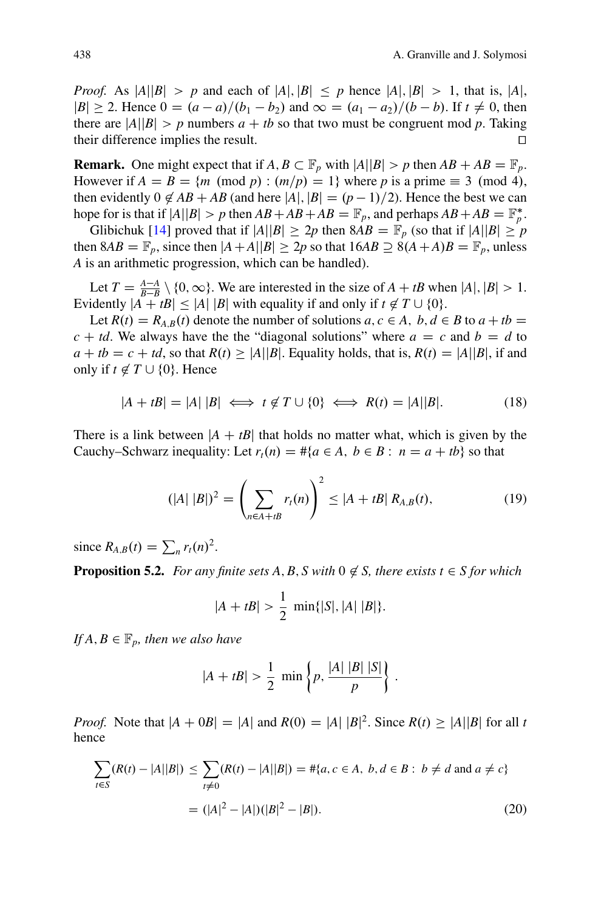*Proof.* As $|A||B| > p$ and each of $|A|, |B| \leq p$ hence $|A|, |B| > 1$, that is, $|A|$, $|B| \geq 2$. Hence $0 = (a-a)/(b_1 - b_2)$ and $\infty = (a_1 - a_2)/(b-b)$. If $t \neq 0$, then there are $|A||B| > p$ numbers $a + tb$ so that two must be congruent mod $p$. Taking their difference implies the result. □

**Remark.** One might expect that if $A, B \subset \mathbb{F}_p$ with $|A||B| > p$ then $AB + AB = \mathbb{F}_p$. However if $A = B = \{m \pmod p : (m/p) = 1\}$ where $p$ is a prime $\equiv 3 \pmod 4$, then evidently $0 \notin AB + AB$ (and here $|A|, |B| = (p-1)/2$). Hence the best we can hope for is that if $|A||B| > p$ then $AB + AB + AB = \mathbb{F}_p$, and perhaps $AB + AB = \mathbb{F}_p^*$.

Glibichuk [14] proved that if $|A||B| \geq 2p$ then $8AB = \mathbb{F}_p$ (so that if $|A||B| \geq p$ then $8AB = \mathbb{F}_p$, since then $|A+A||B| \geq 2p$ so that $16AB \supseteq 8(A+A)B = \mathbb{F}_p$, unless $A$ is an arithmetic progression, which can be handled).

Let $T = \frac{A-A}{B-B} \setminus \{0, \infty\}$. We are interested in the size of $A + tB$ when $|A|, |B| > 1$. Evidently $|A + tB| \leq |A|\,|B|$ with equality if and only if $t \notin T \cup \{0\}$.

Let $R(t) = R_{A,B}(t)$ denote the number of solutions $a, c \in A,\ b, d \in B$ to $a + tb = c + td$. We always have the the "diagonal solutions" where $a = c$ and $b = d$ to $a + tb = c + td$, so that $R(t) \geq |A||B|$. Equality holds, that is, $R(t) = |A||B|$, if and only if $t \notin T \cup \{0\}$. Hence

$$|A + tB| = |A|\,|B| \iff t \notin T \cup \{0\} \iff R(t) = |A||B|. \tag{18}$$

There is a link between $|A + tB|$ that holds no matter what, which is given by the Cauchy–Schwarz inequality: Let $r_t(n) = \#\{a \in A,\ b \in B :\ n = a + tb\}$ so that

$$(|A|\,|B|)^2 = \left(\sum_{n \in A+tB} r_t(n)\right)^2 \leq |A + tB|\, R_{A,B}(t), \tag{19}$$

since $R_{A,B}(t) = \sum_n r_t(n)^2$.

**Proposition 5.2.** *For any finite sets $A, B, S$ with $0 \notin S$, there exists $t \in S$ for which*

$$|A + tB| > \frac{1}{2}\ \min\{|S|, |A|\,|B|\}.$$

*If $A, B \in \mathbb{F}_p$, then we also have*

$$|A + tB| > \frac{1}{2}\ \min\left\{p, \frac{|A|\,|B|\,|S|}{p}\right\}.$$

*Proof.* Note that $|A + 0B| = |A|$ and $R(0) = |A|\,|B|^2$. Since $R(t) \geq |A||B|$ for all $t$ hence

$$\begin{aligned}\sum_{t \in S}(R(t) - |A||B|) \leq \sum_{t \neq 0}(R(t) - |A||B|) &= \#\{a, c \in A,\ b, d \in B :\ b \neq d \text{ and } a \neq c\} \\ &= (|A|^2 - |A|)(|B|^2 - |B|). \end{aligned} \tag{20}$$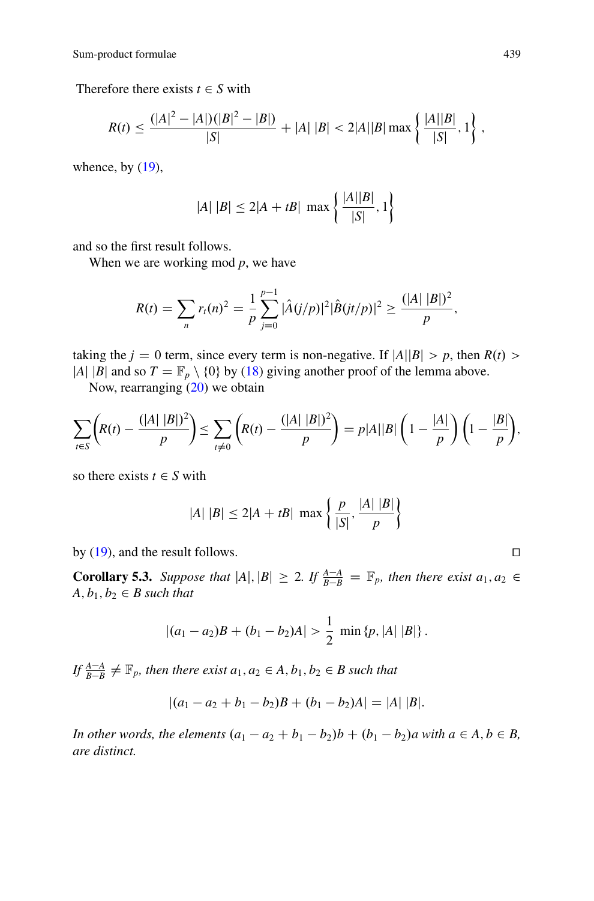Therefore there exists $t \in S$ with

$$R(t) \leq \frac{(|A|^2 - |A|)(|B|^2 - |B|)}{|S|} + |A|\ |B| < 2|A||B| \max\left\{\frac{|A||B|}{|S|}, 1\right\},$$

whence, by (19),

$$|A|\ |B| \leq 2|A + tB|\ \max\left\{\frac{|A||B|}{|S|}, 1\right\}$$

and so the first result follows.

When we are working mod $p$, we have

$$R(t) = \sum_n r_t(n)^2 = \frac{1}{p}\sum_{j=0}^{p-1} |\hat{A}(j/p)|^2 |\hat{B}(jt/p)|^2 \geq \frac{(|A|\ |B|)^2}{p},$$

taking the $j = 0$ term, since every term is non-negative. If $|A||B| > p$, then $R(t) > |A|\ |B|$ and so $T = \mathbb{F}_p \setminus \{0\}$ by (18) giving another proof of the lemma above.

Now, rearranging (20) we obtain

$$\sum_{t \in S}\left(R(t) - \frac{(|A|\ |B|)^2}{p}\right) \leq \sum_{t \neq 0}\left(R(t) - \frac{(|A|\ |B|)^2}{p}\right) = p|A||B|\left(1 - \frac{|A|}{p}\right)\left(1 - \frac{|B|}{p}\right),$$

so there exists $t \in S$ with

$$|A|\ |B| \leq 2|A + tB|\ \max\left\{\frac{p}{|S|}, \frac{|A|\ |B|}{p}\right\}$$

by (19), and the result follows. □

**Corollary 5.3.** *Suppose that* $|A|, |B| \geq 2$. *If* $\frac{A-A}{B-B} = \mathbb{F}_p$, *then there exist* $a_1, a_2 \in A, b_1, b_2 \in B$ *such that*

$$|(a_1 - a_2)B + (b_1 - b_2)A| > \frac{1}{2}\ \min\{p, |A|\ |B|\}.$$

*If* $\frac{A-A}{B-B} \neq \mathbb{F}_p$, *then there exist* $a_1, a_2 \in A, b_1, b_2 \in B$ *such that*

$$|(a_1 - a_2 + b_1 - b_2)B + (b_1 - b_2)A| = |A|\ |B|.$$

*In other words, the elements* $(a_1 - a_2 + b_1 - b_2)b + (b_1 - b_2)a$ *with* $a \in A, b \in B$, *are distinct.*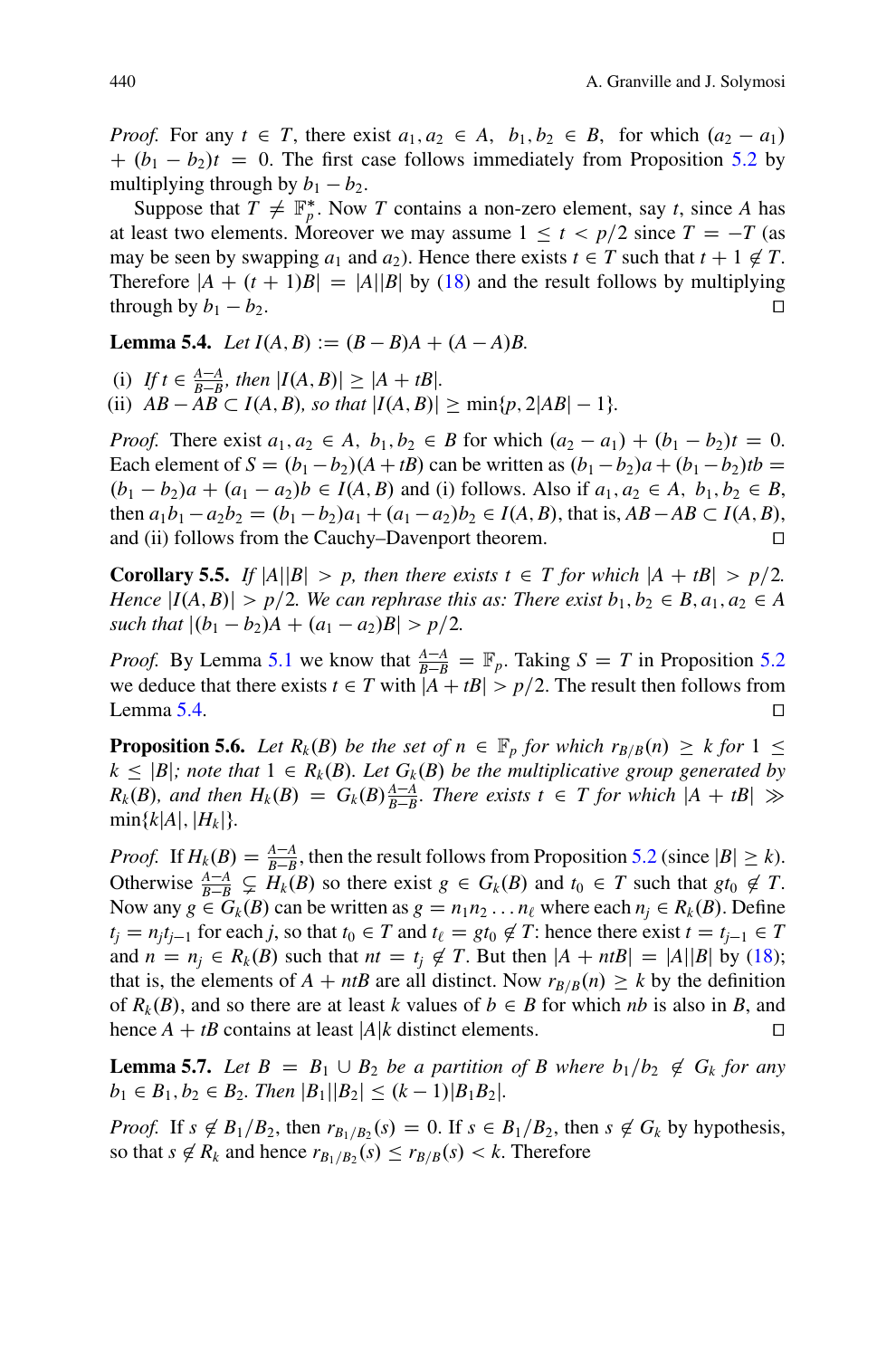*Proof.* For any $t \in T$, there exist $a_1, a_2 \in A$, $b_1, b_2 \in B$, for which $(a_2 - a_1) + (b_1 - b_2)t = 0$. The first case follows immediately from Proposition 5.2 by multiplying through by $b_1 - b_2$.

Suppose that $T \neq \mathbb{F}_p^*$. Now $T$ contains a non-zero element, say $t$, since $A$ has at least two elements. Moreover we may assume $1 \leq t < p/2$ since $T = -T$ (as may be seen by swapping $a_1$ and $a_2$). Hence there exists $t \in T$ such that $t + 1 \notin T$. Therefore $|A + (t+1)B| = |A||B|$ by (18) and the result follows by multiplying through by $b_1 - b_2$. □

**Lemma 5.4.** *Let $I(A, B) := (B - B)A + (A - A)B$.*

(i) *If $t \in \frac{A-A}{B-B}$, then $|I(A, B)| \geq |A + tB|$.*
(ii) *$AB - AB \subset I(A, B)$, so that $|I(A, B)| \geq \min\{p, 2|AB| - 1\}$.*

*Proof.* There exist $a_1, a_2 \in A$, $b_1, b_2 \in B$ for which $(a_2 - a_1) + (b_1 - b_2)t = 0$. Each element of $S = (b_1 - b_2)(A + tB)$ can be written as $(b_1 - b_2)a + (b_1 - b_2)tb = (b_1 - b_2)a + (a_1 - a_2)b \in I(A, B)$ and (i) follows. Also if $a_1, a_2 \in A$, $b_1, b_2 \in B$, then $a_1b_1 - a_2b_2 = (b_1 - b_2)a_1 + (a_1 - a_2)b_2 \in I(A, B)$, that is, $AB - AB \subset I(A, B)$, and (ii) follows from the Cauchy–Davenport theorem. □

**Corollary 5.5.** *If $|A||B| > p$, then there exists $t \in T$ for which $|A + tB| > p/2$. Hence $|I(A, B)| > p/2$. We can rephrase this as: There exist $b_1, b_2 \in B, a_1, a_2 \in A$ such that $|(b_1 - b_2)A + (a_1 - a_2)B| > p/2$.*

*Proof.* By Lemma 5.1 we know that $\frac{A-A}{B-B} = \mathbb{F}_p$. Taking $S = T$ in Proposition 5.2 we deduce that there exists $t \in T$ with $|A + tB| > p/2$. The result then follows from Lemma 5.4. □

**Proposition 5.6.** *Let $R_k(B)$ be the set of $n \in \mathbb{F}_p$ for which $r_{B/B}(n) \geq k$ for $1 \leq k \leq |B|$; note that $1 \in R_k(B)$. Let $G_k(B)$ be the multiplicative group generated by $R_k(B)$, and then $H_k(B) = G_k(B)\frac{A-A}{B-B}$. There exists $t \in T$ for which $|A + tB| \gg \min\{k|A|, |H_k|\}$.*

*Proof.* If $H_k(B) = \frac{A-A}{B-B}$, then the result follows from Proposition 5.2 (since $|B| \geq k$). Otherwise $\frac{A-A}{B-B} \subsetneq H_k(B)$ so there exist $g \in G_k(B)$ and $t_0 \in T$ such that $gt_0 \notin T$. Now any $g \in G_k(B)$ can be written as $g = n_1 n_2 \ldots n_\ell$ where each $n_j \in R_k(B)$. Define $t_j = n_j t_{j-1}$ for each $j$, so that $t_0 \in T$ and $t_\ell = gt_0 \notin T$: hence there exist $t = t_{j-1} \in T$ and $n = n_j \in R_k(B)$ such that $nt = t_j \notin T$. But then $|A + ntB| = |A||B|$ by (18); that is, the elements of $A + ntB$ are all distinct. Now $r_{B/B}(n) \geq k$ by the definition of $R_k(B)$, and so there are at least $k$ values of $b \in B$ for which $nb$ is also in $B$, and hence $A + tB$ contains at least $|A|k$ distinct elements. □

**Lemma 5.7.** *Let $B = B_1 \cup B_2$ be a partition of $B$ where $b_1/b_2 \notin G_k$ for any $b_1 \in B_1, b_2 \in B_2$. Then $|B_1||B_2| \leq (k-1)|B_1B_2|$.*

*Proof.* If $s \notin B_1/B_2$, then $r_{B_1/B_2}(s) = 0$. If $s \in B_1/B_2$, then $s \notin G_k$ by hypothesis, so that $s \notin R_k$ and hence $r_{B_1/B_2}(s) \leq r_{B/B}(s) < k$. Therefore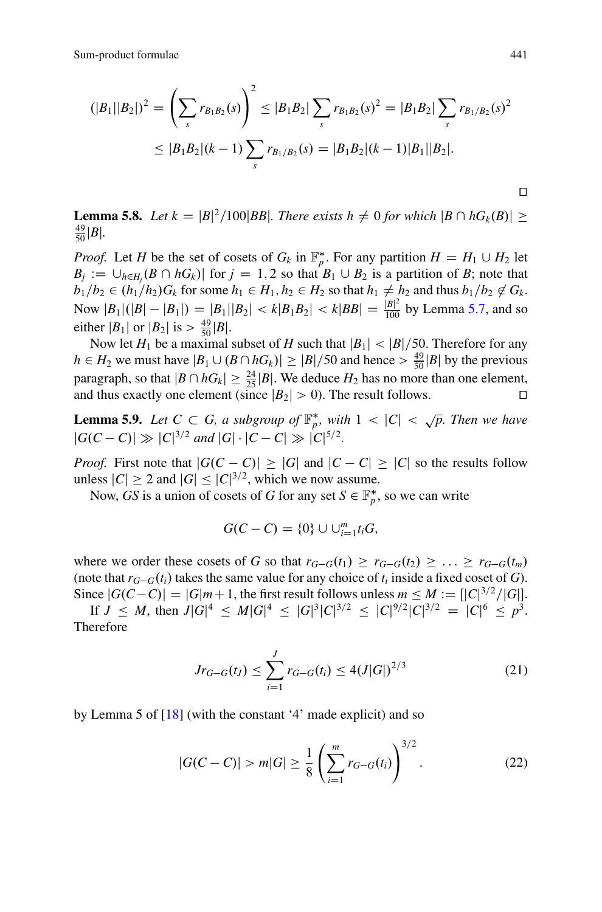$$(|B_1||B_2|)^2 = \left(\sum_s r_{B_1B_2}(s)\right)^2 \le |B_1B_2| \sum_s r_{B_1B_2}(s)^2 = |B_1B_2| \sum_s r_{B_1/B_2}(s)^2$$

$$\le |B_1B_2|(k-1) \sum_s r_{B_1/B_2}(s) = |B_1B_2|(k-1)|B_1||B_2|.$$

□

**Lemma 5.8.** *Let $k = |B|^2/100|BB|$. There exists $h \neq 0$ for which $|B \cap hG_k(B)| \ge \frac{49}{50}|B|$.*

*Proof.* Let $H$ be the set of cosets of $G_k$ in $\mathbb{F}_p^*$. For any partition $H = H_1 \cup H_2$ let $B_j := \cup_{h \in H_j}(B \cap hG_k)|$ for $j = 1, 2$ so that $B_1 \cup B_2$ is a partition of $B$; note that $b_1/b_2 \in (h_1/h_2)G_k$ for some $h_1 \in H_1, h_2 \in H_2$ so that $h_1 \neq h_2$ and thus $b_1/b_2 \notin G_k$. Now $|B_1|(|B| - |B_1|) = |B_1||B_2| < k|B_1B_2| < k|BB| = \frac{|B|^2}{100}$ by Lemma 5.7, and so either $|B_1|$ or $|B_2|$ is $> \frac{49}{50}|B|$.

Now let $H_1$ be a maximal subset of $H$ such that $|B_1| < |B|/50$. Therefore for any $h \in H_2$ we must have $|B_1 \cup (B \cap hG_k)| \ge |B|/50$ and hence $> \frac{49}{50}|B|$ by the previous paragraph, so that $|B \cap hG_k| \ge \frac{24}{25}|B|$. We deduce $H_2$ has no more than one element, and thus exactly one element (since $|B_2| > 0$). The result follows. □

**Lemma 5.9.** *Let $C \subset G$, a subgroup of $\mathbb{F}_p^*$, with $1 < |C| < \sqrt{p}$. Then we have $|G(C - C)| \gg |C|^{3/2}$ and $|G| \cdot |C - C| \gg |C|^{5/2}$.*

*Proof.* First note that $|G(C - C)| \ge |G|$ and $|C - C| \ge |C|$ so the results follow unless $|C| \ge 2$ and $|G| \le |C|^{3/2}$, which we now assume.

Now, $GS$ is a union of cosets of $G$ for any set $S \in \mathbb{F}_p^*$, so we can write

$$G(C - C) = \{0\} \cup \cup_{i=1}^m t_i G,$$

where we order these cosets of $G$ so that $r_{G-G}(t_1) \ge r_{G-G}(t_2) \ge \ldots \ge r_{G-G}(t_m)$ (note that $r_{G-G}(t_i)$ takes the same value for any choice of $t_i$ inside a fixed coset of $G$). Since $|G(C-C)| = |G|m+1$, the first result follows unless $m \le M := [|C|^{3/2}/|G|]$.

If $J \le M$, then $J|G|^4 \le M|G|^4 \le |G|^3|C|^{3/2} \le |C|^{9/2}|C|^{3/2} = |C|^6 \le p^3$. Therefore

$$Jr_{G-G}(t_J) \le \sum_{i=1}^{J} r_{G-G}(t_i) \le 4(J|G|)^{2/3} \tag{21}$$

by Lemma 5 of [18] (with the constant '4' made explicit) and so

$$|G(C - C)| > m|G| \ge \frac{1}{8}\left(\sum_{i=1}^{m} r_{G-G}(t_i)\right)^{3/2}. \tag{22}$$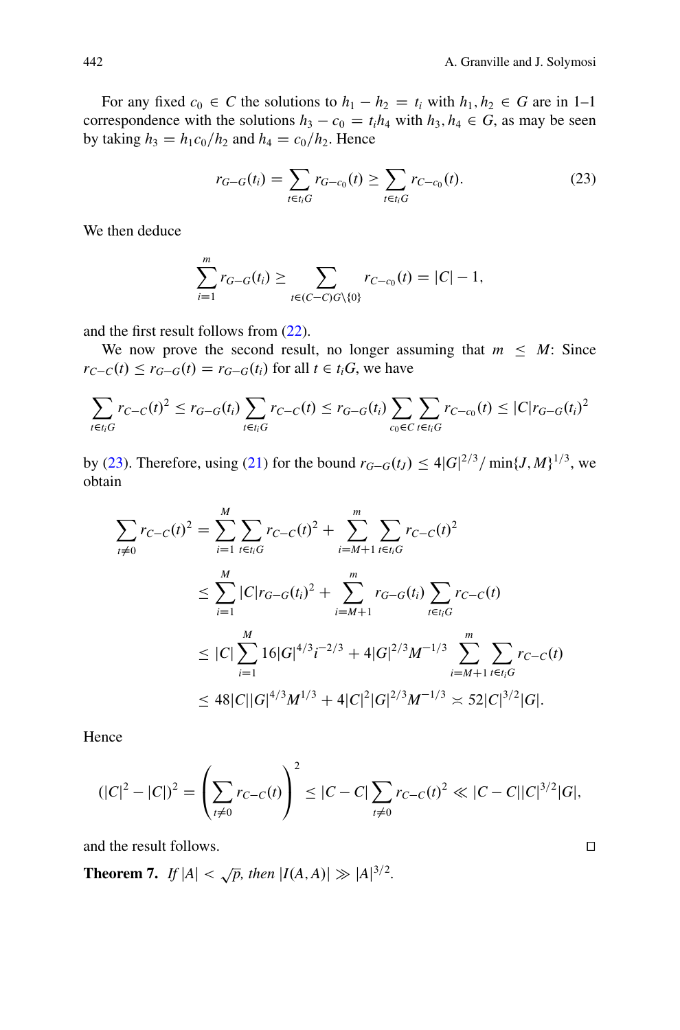For any fixed $c_0 \in C$ the solutions to $h_1 - h_2 = t_i$ with $h_1, h_2 \in G$ are in 1–1 correspondence with the solutions $h_3 - c_0 = t_i h_4$ with $h_3, h_4 \in G$, as may be seen by taking $h_3 = h_1 c_0 / h_2$ and $h_4 = c_0 / h_2$. Hence

$$r_{G-G}(t_i) = \sum_{t \in t_i G} r_{G-c_0}(t) \geq \sum_{t \in t_i G} r_{C-c_0}(t). \tag{23}$$

We then deduce

$$\sum_{i=1}^{m} r_{G-G}(t_i) \geq \sum_{t \in (C-C)G \setminus \{0\}} r_{C-c_0}(t) = |C| - 1,$$

and the first result follows from (22).

We now prove the second result, no longer assuming that $m \leq M$: Since $r_{C-C}(t) \leq r_{G-G}(t) = r_{G-G}(t_i)$ for all $t \in t_i G$, we have

$$\sum_{t \in t_i G} r_{C-C}(t)^2 \leq r_{G-G}(t_i) \sum_{t \in t_i G} r_{C-C}(t) \leq r_{G-G}(t_i) \sum_{c_0 \in C} \sum_{t \in t_i G} r_{C-c_0}(t) \leq |C| r_{G-G}(t_i)^2$$

by (23). Therefore, using (21) for the bound $r_{G-G}(t_J) \leq 4|G|^{2/3} / \min\{J, M\}^{1/3}$, we obtain

$$\begin{aligned}
\sum_{t \neq 0} r_{C-C}(t)^2 &= \sum_{i=1}^{M} \sum_{t \in t_i G} r_{C-C}(t)^2 + \sum_{i=M+1}^{m} \sum_{t \in t_i G} r_{C-C}(t)^2 \\
&\leq \sum_{i=1}^{M} |C| r_{G-G}(t_i)^2 + \sum_{i=M+1}^{m} r_{G-G}(t_i) \sum_{t \in t_i G} r_{C-C}(t) \\
&\leq |C| \sum_{i=1}^{M} 16 |G|^{4/3} i^{-2/3} + 4|G|^{2/3} M^{-1/3} \sum_{i=M+1}^{m} \sum_{t \in t_i G} r_{C-C}(t) \\
&\leq 48 |C| |G|^{4/3} M^{1/3} + 4|C|^2 |G|^{2/3} M^{-1/3} \asymp 52 |C|^{3/2} |G|.
\end{aligned}$$

Hence

$$(|C|^2 - |C|)^2 = \left( \sum_{t \neq 0} r_{C-C}(t) \right)^2 \leq |C - C| \sum_{t \neq 0} r_{C-C}(t)^2 \ll |C - C| |C|^{3/2} |G|,$$

and the result follows. $\square$

**Theorem 7.** *If $|A| < \sqrt{p}$, then $|I(A, A)| \gg |A|^{3/2}$.*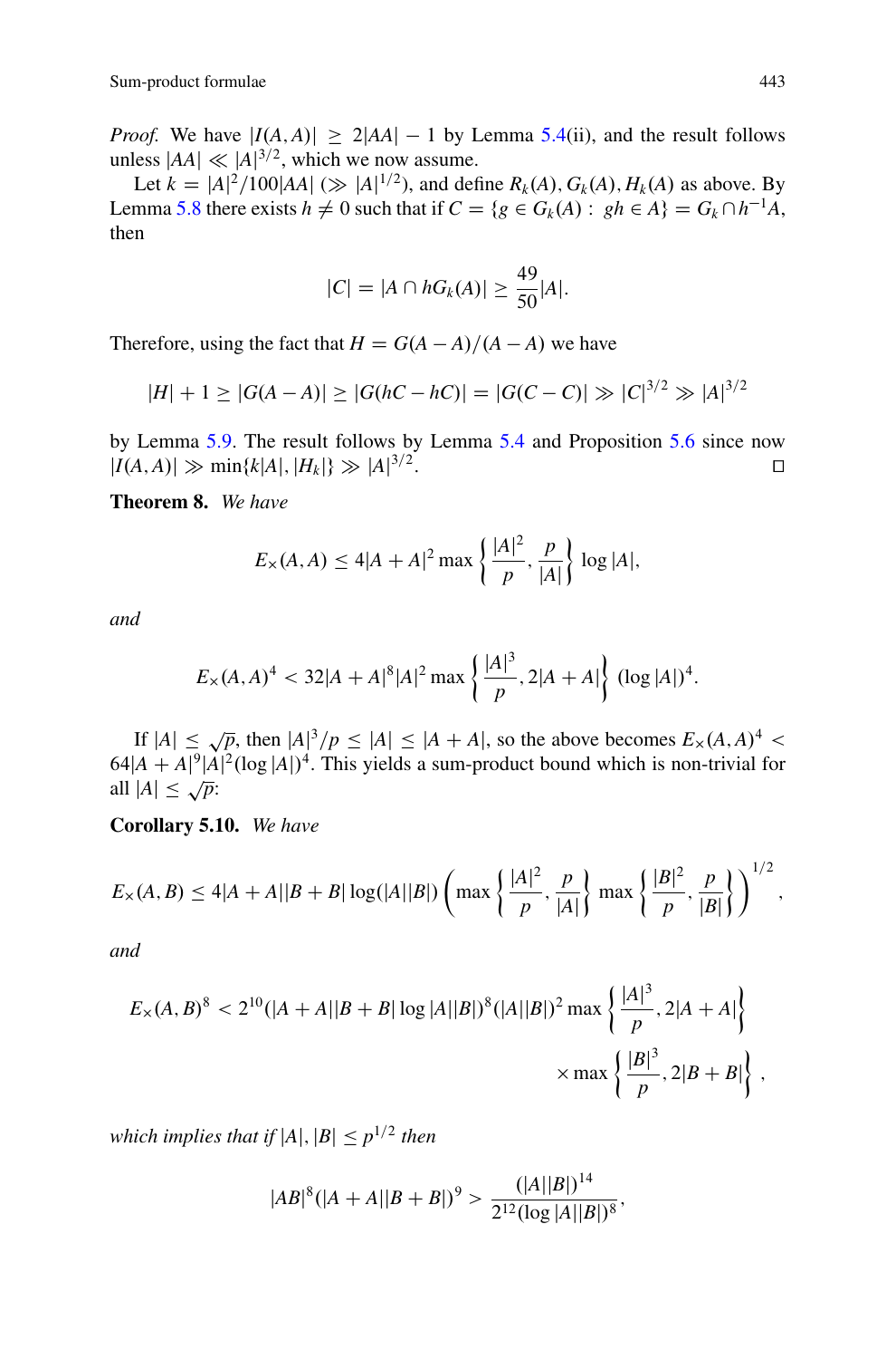*Proof.* We have $|I(A,A)| \geq 2|AA| - 1$ by Lemma 5.4(ii), and the result follows unless $|AA| \ll |A|^{3/2}$, which we now assume.

Let $k = |A|^2/100|AA|$ ($\gg |A|^{1/2}$), and define $R_k(A), G_k(A), H_k(A)$ as above. By Lemma 5.8 there exists $h \neq 0$ such that if $C = \{g \in G_k(A) : \; gh \in A\} = G_k \cap h^{-1}A$, then

$$|C| = |A \cap hG_k(A)| \geq \frac{49}{50}|A|.$$

Therefore, using the fact that $H = G(A-A)/(A-A)$ we have

$$|H| + 1 \geq |G(A-A)| \geq |G(hC - hC)| = |G(C-C)| \gg |C|^{3/2} \gg |A|^{3/2}$$

by Lemma 5.9. The result follows by Lemma 5.4 and Proposition 5.6 since now $|I(A,A)| \gg \min\{k|A|, |H_k|\} \gg |A|^{3/2}$. $\square$

**Theorem 8.** *We have*

$$E_\times(A,A) \leq 4|A+A|^2 \max\left\{\frac{|A|^2}{p}, \frac{p}{|A|}\right\} \log|A|,$$

*and*

$$E_\times(A,A)^4 < 32|A+A|^8|A|^2 \max\left\{\frac{|A|^3}{p}, 2|A+A|\right\} (\log|A|)^4.$$

If $|A| \leq \sqrt{p}$, then $|A|^3/p \leq |A| \leq |A+A|$, so the above becomes $E_\times(A,A)^4 < 64|A+A|^9|A|^2(\log|A|)^4$. This yields a sum-product bound which is non-trivial for all $|A| \leq \sqrt{p}$:

**Corollary 5.10.** *We have*

$$E_\times(A,B) \leq 4|A+A||B+B|\log(|A||B|)\left(\max\left\{\frac{|A|^2}{p}, \frac{p}{|A|}\right\} \max\left\{\frac{|B|^2}{p}, \frac{p}{|B|}\right\}\right)^{1/2},$$

*and*

$$E_\times(A,B)^8 < 2^{10}(|A+A||B+B|\log|A||B|)^8(|A||B|)^2 \max\left\{\frac{|A|^3}{p}, 2|A+A|\right\} \times \max\left\{\frac{|B|^3}{p}, 2|B+B|\right\},$$

*which implies that if $|A|, |B| \leq p^{1/2}$ then*

$$|AB|^8(|A+A||B+B|)^9 > \frac{(|A||B|)^{14}}{2^{12}(\log|A||B|)^8},$$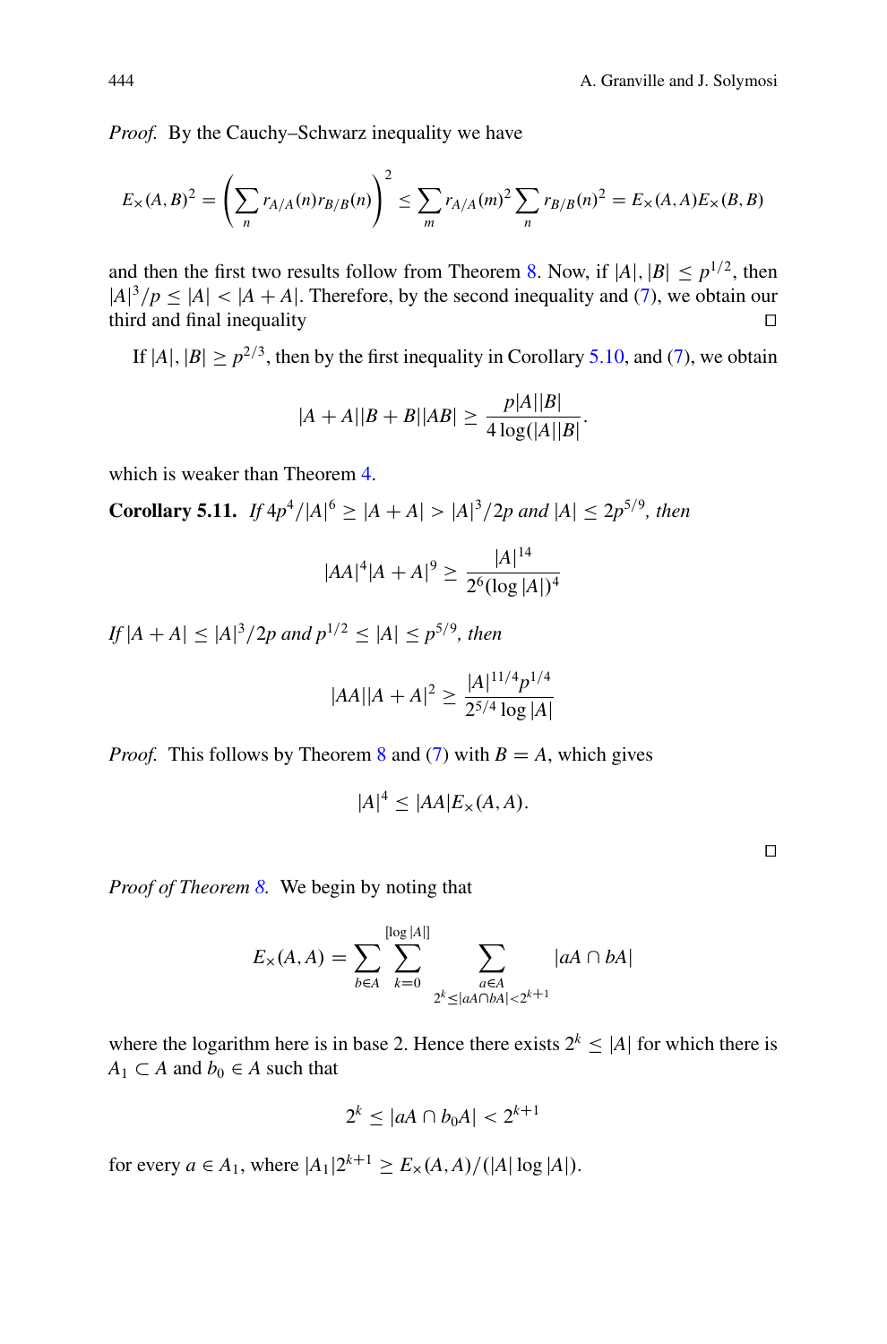*Proof.* By the Cauchy–Schwarz inequality we have

$$E_\times(A,B)^2 = \left(\sum_n r_{A/A}(n) r_{B/B}(n)\right)^2 \leq \sum_m r_{A/A}(m)^2 \sum_n r_{B/B}(n)^2 = E_\times(A,A)E_\times(B,B)$$

and then the first two results follow from Theorem 8. Now, if $|A|, |B| \leq p^{1/2}$, then $|A|^3/p \leq |A| < |A+A|$. Therefore, by the second inequality and (7), we obtain our third and final inequality □

If $|A|, |B| \geq p^{2/3}$, then by the first inequality in Corollary 5.10, and (7), we obtain

$$|A+A||B+B||AB| \geq \frac{p|A||B|}{4\log(|A||B|}.$$

which is weaker than Theorem 4.

**Corollary 5.11.** *If $4p^4/|A|^6 \geq |A+A| > |A|^3/2p$ and $|A| \leq 2p^{5/9}$, then*

$$|AA|^4|A+A|^9 \geq \frac{|A|^{14}}{2^6(\log|A|)^4}$$

*If $|A+A| \leq |A|^3/2p$ and $p^{1/2} \leq |A| \leq p^{5/9}$, then*

$$|AA||A+A|^2 \geq \frac{|A|^{11/4}p^{1/4}}{2^{5/4}\log|A|}$$

*Proof.* This follows by Theorem 8 and (7) with $B = A$, which gives

$$|A|^4 \leq |AA|E_\times(A,A).$$

□

*Proof of Theorem 8.* We begin by noting that

$$E_\times(A,A) = \sum_{b\in A}\sum_{k=0}^{[\log|A|]}\sum_{\substack{a\in A\\ 2^k\leq|aA\cap bA|<2^{k+1}}} |aA\cap bA|$$

where the logarithm here is in base 2. Hence there exists $2^k \leq |A|$ for which there is $A_1 \subset A$ and $b_0 \in A$ such that

$$2^k \leq |aA\cap b_0A| < 2^{k+1}$$

for every $a \in A_1$, where $|A_1|2^{k+1} \geq E_\times(A,A)/(|A|\log|A|)$.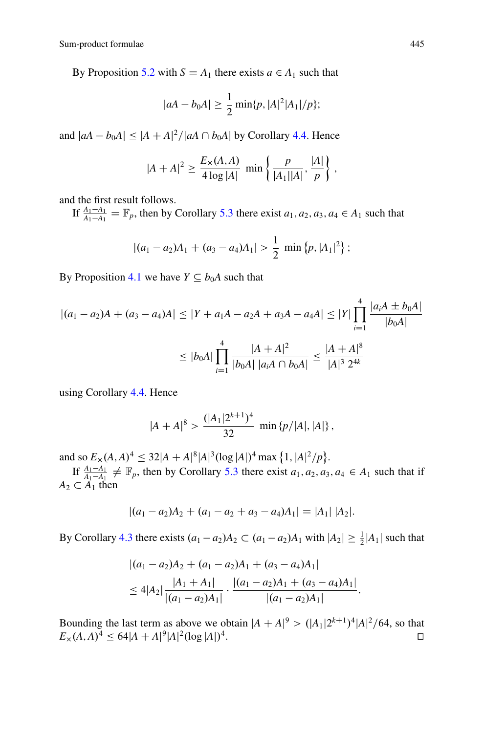By Proposition 5.2 with $S = A_1$ there exists $a \in A_1$ such that

$$|aA - b_0 A| \geq \frac{1}{2} \min\{p, |A|^2|A_1|/p\};$$

and $|aA - b_0A| \leq |A + A|^2/|aA \cap b_0 A|$ by Corollary 4.4. Hence

$$|A + A|^2 \geq \frac{E_\times(A, A)}{4 \log |A|} \min\left\{\frac{p}{|A_1||A|}, \frac{|A|}{p}\right\},$$

and the first result follows.

If $\frac{A_1 - A_1}{A_1 - A_1} = \mathbb{F}_p$, then by Corollary 5.3 there exist $a_1, a_2, a_3, a_4 \in A_1$ such that

$$|(a_1 - a_2)A_1 + (a_3 - a_4)A_1| > \frac{1}{2} \min\left\{p, |A_1|^2\right\};$$

By Proposition 4.1 we have $Y \subseteq b_0 A$ such that

$$|(a_1 - a_2)A + (a_3 - a_4)A| \leq |Y + a_1 A - a_2 A + a_3 A - a_4 A| \leq |Y| \prod_{i=1}^{4} \frac{|a_i A \pm b_0 A|}{|b_0 A|}$$

$$\leq |b_0 A| \prod_{i=1}^{4} \frac{|A + A|^2}{|b_0 A|\, |a_i A \cap b_0 A|} \leq \frac{|A + A|^8}{|A|^3\, 2^{4k}}$$

using Corollary 4.4. Hence

$$|A + A|^8 > \frac{(|A_1| 2^{k+1})^4}{32} \min\{p/|A|, |A|\},$$

and so $E_\times(A, A)^4 \leq 32|A + A|^8|A|^3(\log |A|)^4 \max\left\{1, |A|^2/p\right\}$.

If $\frac{A_1 - A_1}{A_1 - A_1} \neq \mathbb{F}_p$, then by Corollary 5.3 there exist $a_1, a_2, a_3, a_4 \in A_1$ such that if $A_2 \subset A_1$ then

$$|(a_1 - a_2)A_2 + (a_1 - a_2 + a_3 - a_4)A_1| = |A_1|\, |A_2|.$$

By Corollary 4.3 there exists $(a_1 - a_2)A_2 \subset (a_1 - a_2)A_1$ with $|A_2| \geq \frac{1}{2}|A_1|$ such that

$$|(a_1 - a_2)A_2 + (a_1 - a_2)A_1 + (a_3 - a_4)A_1|$$

$$\leq 4|A_2| \frac{|A_1 + A_1|}{|(a_1 - a_2)A_1|} \cdot \frac{|(a_1 - a_2)A_1 + (a_3 - a_4)A_1|}{|(a_1 - a_2)A_1|}.$$

Bounding the last term as above we obtain $|A + A|^9 > (|A_1|2^{k+1})^4|A|^2/64$, so that $E_\times(A, A)^4 \leq 64|A + A|^9|A|^2(\log |A|)^4$. □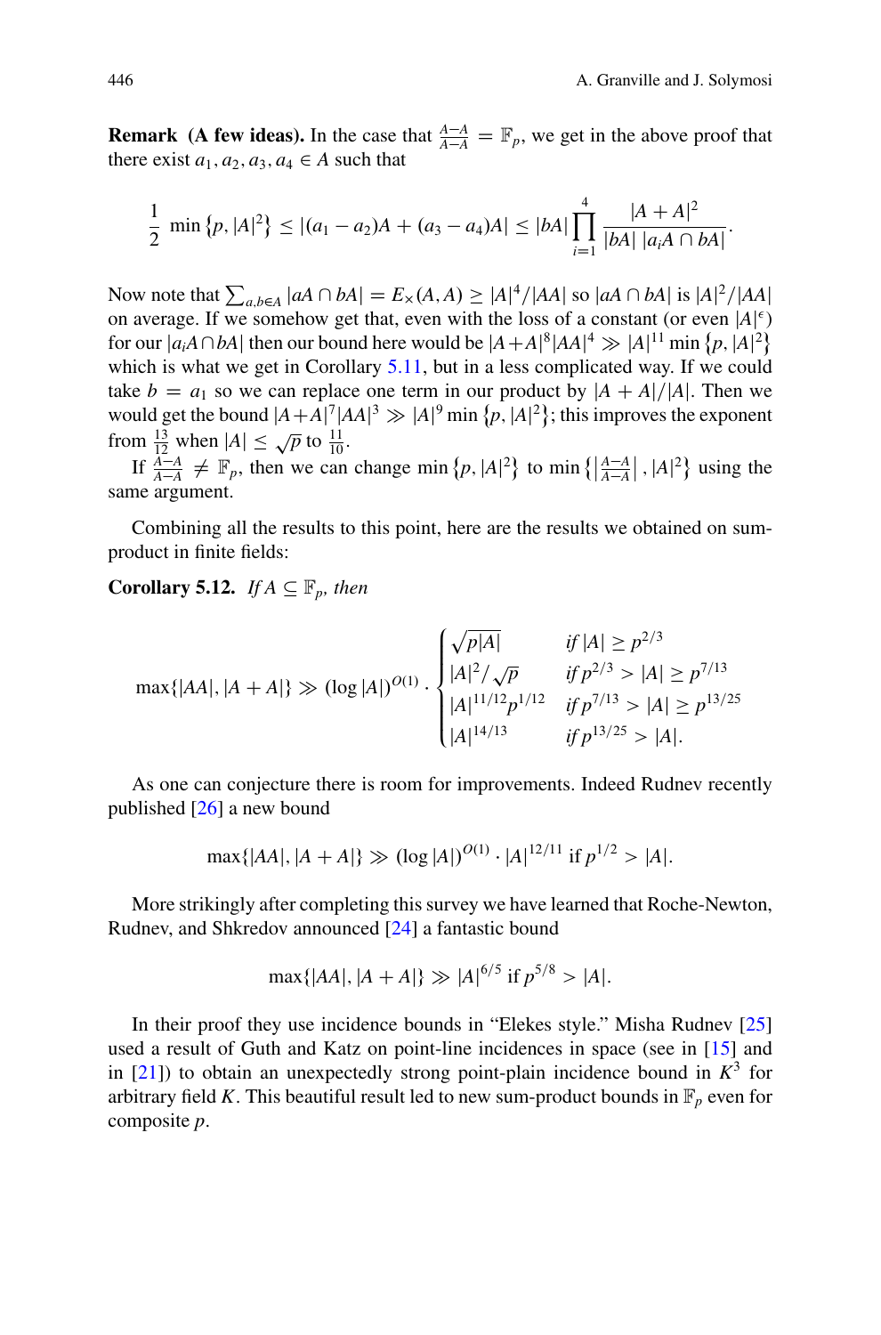**Remark (A few ideas).** In the case that $\frac{A-A}{A-A} = \mathbb{F}_p$, we get in the above proof that there exist $a_1, a_2, a_3, a_4 \in A$ such that

$$\frac{1}{2} \min\{p, |A|^2\} \leq |(a_1 - a_2)A + (a_3 - a_4)A| \leq |bA| \prod_{i=1}^{4} \frac{|A+A|^2}{|bA|\,|a_iA \cap bA|}.$$

Now note that $\sum_{a,b\in A} |aA \cap bA| = E_\times(A,A) \geq |A|^4/|AA|$ so $|aA \cap bA|$ is $|A|^2/|AA|$ on average. If we somehow get that, even with the loss of a constant (or even $|A|^\epsilon$) for our $|a_iA \cap bA|$ then our bound here would be $|A+A|^8|AA|^4 \gg |A|^{11} \min\{p, |A|^2\}$ which is what we get in Corollary 5.11, but in a less complicated way. If we could take $b = a_1$ so we can replace one term in our product by $|A+A|/|A|$. Then we would get the bound $|A+A|^7|AA|^3 \gg |A|^9 \min\{p, |A|^2\}$; this improves the exponent from $\frac{13}{12}$ when $|A| \leq \sqrt{p}$ to $\frac{11}{10}$.

If $\frac{A-A}{A-A} \neq \mathbb{F}_p$, then we can change $\min\{p, |A|^2\}$ to $\min\left\{\left|\frac{A-A}{A-A}\right|, |A|^2\right\}$ using the same argument.

Combining all the results to this point, here are the results we obtained on sum-product in finite fields:

**Corollary 5.12.** *If $A \subseteq \mathbb{F}_p$, then*

$$\max\{|AA|, |A+A|\} \gg (\log |A|)^{O(1)} \cdot \begin{cases} \sqrt{p|A|} & \text{if } |A| \geq p^{2/3} \\ |A|^2/\sqrt{p} & \text{if } p^{2/3} > |A| \geq p^{7/13} \\ |A|^{11/12}p^{1/12} & \text{if } p^{7/13} > |A| \geq p^{13/25} \\ |A|^{14/13} & \text{if } p^{13/25} > |A|. \end{cases}$$

As one can conjecture there is room for improvements. Indeed Rudnev recently published [26] a new bound

$$\max\{|AA|, |A+A|\} \gg (\log |A|)^{O(1)} \cdot |A|^{12/11} \text{ if } p^{1/2} > |A|.$$

More strikingly after completing this survey we have learned that Roche-Newton, Rudnev, and Shkredov announced [24] a fantastic bound

$$\max\{|AA|, |A+A|\} \gg |A|^{6/5} \text{ if } p^{5/8} > |A|.$$

In their proof they use incidence bounds in "Elekes style." Misha Rudnev [25] used a result of Guth and Katz on point-line incidences in space (see in [15] and in [21]) to obtain an unexpectedly strong point-plain incidence bound in $K^3$ for arbitrary field $K$. This beautiful result led to new sum-product bounds in $\mathbb{F}_p$ even for composite $p$.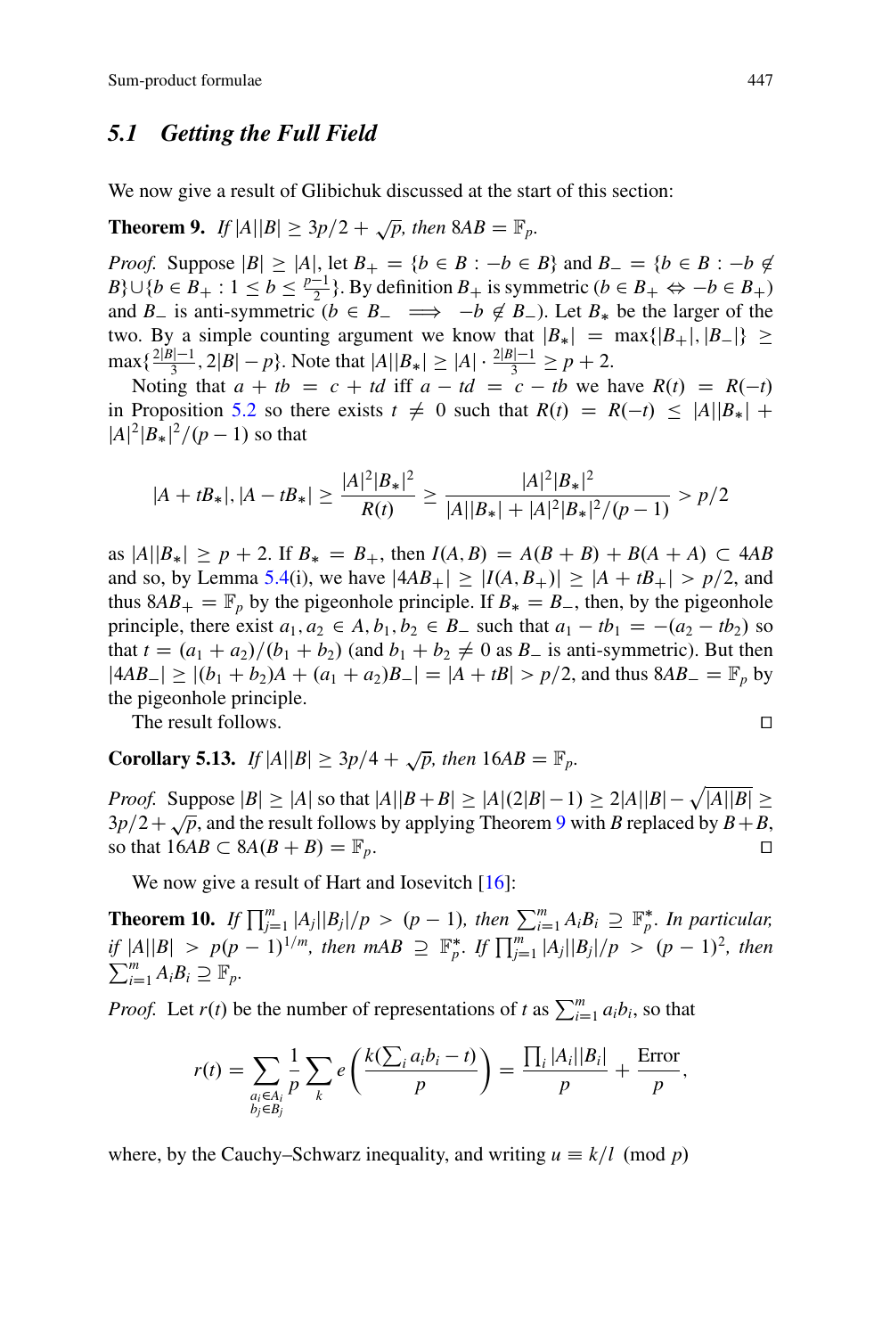## 5.1 Getting the Full Field

We now give a result of Glibichuk discussed at the start of this section:

**Theorem 9.** *If $|A||B| \geq 3p/2 + \sqrt{p}$, then $8AB = \mathbb{F}_p$.*

*Proof.* Suppose $|B| \geq |A|$, let $B_+ = \{b \in B : -b \in B\}$ and $B_- = \{b \in B : -b \notin B\} \cup \{b \in B_+ : 1 \leq b \leq \frac{p-1}{2}\}$. By definition $B_+$ is symmetric ($b \in B_+ \Leftrightarrow -b \in B_+$) and $B_-$ is anti-symmetric ($b \in B_- \implies -b \notin B_-$). Let $B_*$ be the larger of the two. By a simple counting argument we know that $|B_*| = \max\{|B_+|, |B_-|\} \geq \max\{\frac{2|B|-1}{3}, 2|B| - p\}$. Note that $|A||B_*| \geq |A| \cdot \frac{2|B|-1}{3} \geq p + 2$.

Noting that $a + tb = c + td$ iff $a - td = c - tb$ we have $R(t) = R(-t)$ in Proposition 5.2 so there exists $t \neq 0$ such that $R(t) = R(-t) \leq |A||B_*| + |A|^2|B_*|^2/(p-1)$ so that

$$|A + tB_*|, |A - tB_*| \geq \frac{|A|^2|B_*|^2}{R(t)} \geq \frac{|A|^2|B_*|^2}{|A||B_*| + |A|^2|B_*|^2/(p-1)} > p/2$$

as $|A||B_*| \geq p + 2$. If $B_* = B_+$, then $I(A, B) = A(B + B) + B(A + A) \subset 4AB$ and so, by Lemma 5.4(i), we have $|4AB_+| \geq |I(A, B_+)| \geq |A + tB_+| > p/2$, and thus $8AB_+ = \mathbb{F}_p$ by the pigeonhole principle. If $B_* = B_-$, then, by the pigeonhole principle, there exist $a_1, a_2 \in A, b_1, b_2 \in B_-$ such that $a_1 - tb_1 = -(a_2 - tb_2)$ so that $t = (a_1 + a_2)/(b_1 + b_2)$ (and $b_1 + b_2 \neq 0$ as $B_-$ is anti-symmetric). But then $|4AB_-| \geq |(b_1 + b_2)A + (a_1 + a_2)B_-| = |A + tB| > p/2$, and thus $8AB_- = \mathbb{F}_p$ by the pigeonhole principle.

The result follows. □

**Corollary 5.13.** *If $|A||B| \geq 3p/4 + \sqrt{p}$, then $16AB = \mathbb{F}_p$.*

*Proof.* Suppose $|B| \geq |A|$ so that $|A||B + B| \geq |A|(2|B| - 1) \geq 2|A||B| - \sqrt{|A||B|} \geq 3p/2 + \sqrt{p}$, and the result follows by applying Theorem 9 with $B$ replaced by $B + B$, so that $16AB \subset 8A(B + B) = \mathbb{F}_p$. □

We now give a result of Hart and Iosevitch [16]:

**Theorem 10.** *If $\prod_{j=1}^m |A_j||B_j|/p > (p-1)$, then $\sum_{i=1}^m A_iB_i \supseteq \mathbb{F}_p^*$. In particular, if $|A||B| > p(p-1)^{1/m}$, then $mAB \supseteq \mathbb{F}_p^*$. If $\prod_{j=1}^m |A_j||B_j|/p > (p-1)^2$, then $\sum_{i=1}^m A_iB_i \supseteq \mathbb{F}_p$.*

*Proof.* Let $r(t)$ be the number of representations of $t$ as $\sum_{i=1}^m a_ib_i$, so that

$$r(t) = \sum_{\substack{a_i \in A_i \\ b_j \in B_j}} \frac{1}{p} \sum_k e\left(\frac{k(\sum_i a_ib_i - t)}{p}\right) = \frac{\prod_i |A_i||B_i|}{p} + \frac{\text{Error}}{p},$$

where, by the Cauchy–Schwarz inequality, and writing $u \equiv k/l \pmod{p}$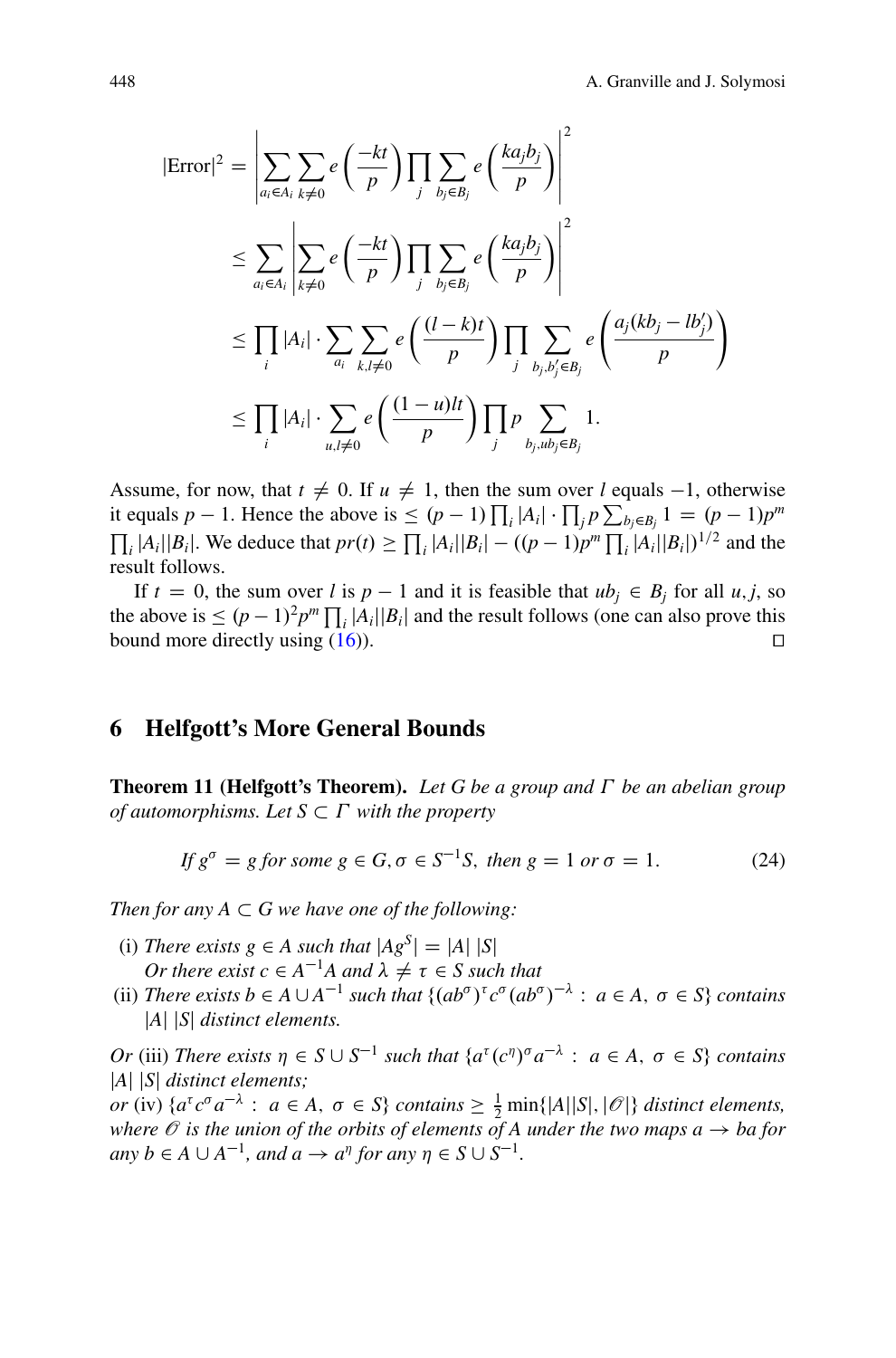$$
\begin{aligned}
|\text{Error}|^2 &= \left| \sum_{a_i \in A_i} \sum_{k \neq 0} e\left(\frac{-kt}{p}\right) \prod_j \sum_{b_j \in B_j} e\left(\frac{k a_j b_j}{p}\right) \right|^2 \\
&\leq \sum_{a_i \in A_i} \left| \sum_{k \neq 0} e\left(\frac{-kt}{p}\right) \prod_j \sum_{b_j \in B_j} e\left(\frac{k a_j b_j}{p}\right) \right|^2 \\
&\leq \prod_i |A_i| \cdot \sum_{a_i} \sum_{k,l \neq 0} e\left(\frac{(l-k)t}{p}\right) \prod_j \sum_{b_j, b_j' \in B_j} e\left(\frac{a_j(k b_j - l b_j')}{p}\right) \\
&\leq \prod_i |A_i| \cdot \sum_{u,l \neq 0} e\left(\frac{(1-u)lt}{p}\right) \prod_j p \sum_{b_j, u b_j \in B_j} 1.
\end{aligned}
$$

Assume, for now, that $t \neq 0$. If $u \neq 1$, then the sum over $l$ equals $-1$, otherwise it equals $p-1$. Hence the above is $\leq (p-1) \prod_i |A_i| \cdot \prod_j p \sum_{b_j \in B_j} 1 = (p-1)p^m \prod_i |A_i||B_i|$. We deduce that $pr(t) \geq \prod_i |A_i||B_i| - ((p-1)p^m \prod_i |A_i||B_i|)^{1/2}$ and the result follows.

If $t = 0$, the sum over $l$ is $p-1$ and it is feasible that $u b_j \in B_j$ for all $u, j$, so the above is $\leq (p-1)^2 p^m \prod_i |A_i||B_i|$ and the result follows (one can also prove this bound more directly using (16)). $\square$

## 6 Helfgott's More General Bounds

**Theorem 11 (Helfgott's Theorem).** *Let $G$ be a group and $\Gamma$ be an abelian group of automorphisms. Let $S \subset \Gamma$ with the property*

$$
\textit{If } g^\sigma = g \textit{ for some } g \in G, \sigma \in S^{-1}S, \textit{ then } g = 1 \textit{ or } \sigma = 1. \tag{24}
$$

*Then for any $A \subset G$ we have one of the following:*

(i) *There exists $g \in A$ such that $|Ag^S| = |A|\,|S|$*
*Or there exist $c \in A^{-1}A$ and $\lambda \neq \tau \in S$ such that*
(ii) *There exists $b \in A \cup A^{-1}$ such that $\{(ab^\sigma)^\tau c^\sigma (ab^\sigma)^{-\lambda} :\ a \in A,\ \sigma \in S\}$ contains $|A|\,|S|$ distinct elements.*

*Or* (iii) *There exists $\eta \in S \cup S^{-1}$ such that $\{a^\tau (c^\eta)^\sigma a^{-\lambda} :\ a \in A,\ \sigma \in S\}$ contains $|A|\,|S|$ distinct elements;*
*or* (iv) *$\{a^\tau c^\sigma a^{-\lambda} :\ a \in A,\ \sigma \in S\}$ contains $\geq \frac{1}{2} \min\{|A||S|, |\mathcal{O}|\}$ distinct elements, where $\mathcal{O}$ is the union of the orbits of elements of $A$ under the two maps $a \to ba$ for any $b \in A \cup A^{-1}$, and $a \to a^\eta$ for any $\eta \in S \cup S^{-1}$.*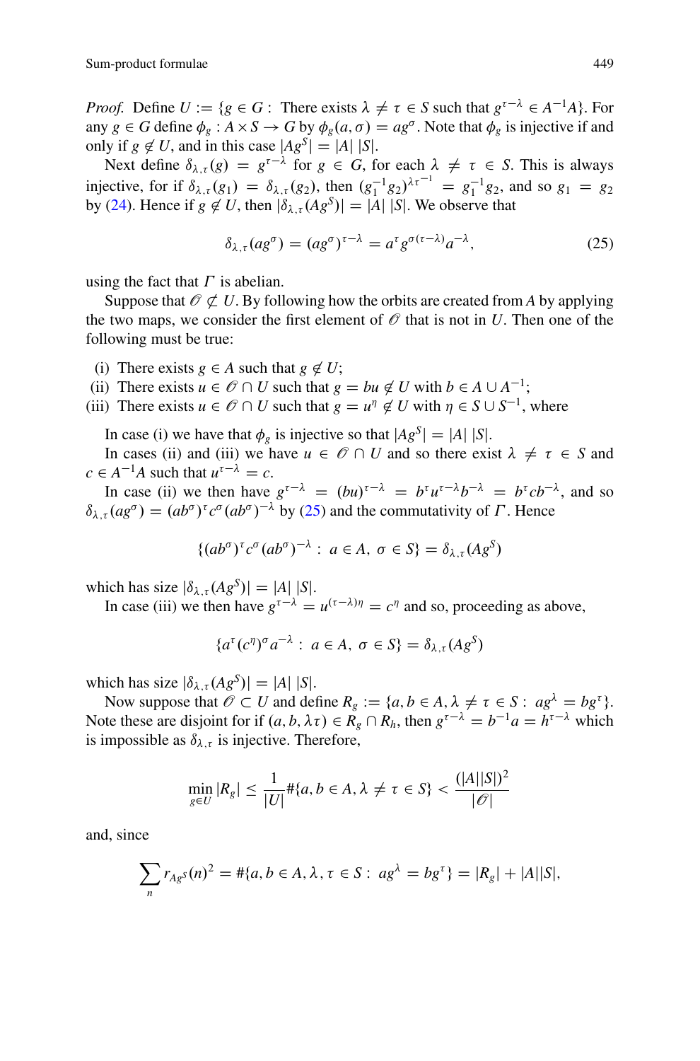*Proof.* Define $U := \{g \in G : \text{ There exists } \lambda \neq \tau \in S \text{ such that } g^{\tau-\lambda} \in A^{-1}A\}$. For any $g \in G$ define $\phi_g : A \times S \to G$ by $\phi_g(a, \sigma) = ag^{\sigma}$. Note that $\phi_g$ is injective if and only if $g \notin U$, and in this case $|Ag^S| = |A|\,|S|$.

Next define $\delta_{\lambda,\tau}(g) = g^{\tau-\lambda}$ for $g \in G$, for each $\lambda \neq \tau \in S$. This is always injective, for if $\delta_{\lambda,\tau}(g_1) = \delta_{\lambda,\tau}(g_2)$, then $(g_1^{-1}g_2)^{\lambda\tau^{-1}} = g_1^{-1}g_2$, and so $g_1 = g_2$ by (24). Hence if $g \notin U$, then $|\delta_{\lambda,\tau}(Ag^S)| = |A|\,|S|$. We observe that

$$\delta_{\lambda,\tau}(ag^{\sigma}) = (ag^{\sigma})^{\tau-\lambda} = a^{\tau}g^{\sigma(\tau-\lambda)}a^{-\lambda}, \tag{25}$$

using the fact that $\Gamma$ is abelian.

Suppose that $\mathscr{O} \not\subset U$. By following how the orbits are created from $A$ by applying the two maps, we consider the first element of $\mathscr{O}$ that is not in $U$. Then one of the following must be true:

- (i) There exists $g \in A$ such that $g \notin U$;
- (ii) There exists $u \in \mathscr{O} \cap U$ such that $g = bu \notin U$ with $b \in A \cup A^{-1}$;
- (iii) There exists $u \in \mathscr{O} \cap U$ such that $g = u^{\eta} \notin U$ with $\eta \in S \cup S^{-1}$, where

In case (i) we have that $\phi_g$ is injective so that $|Ag^S| = |A|\,|S|$.

In cases (ii) and (iii) we have $u \in \mathscr{O} \cap U$ and so there exist $\lambda \neq \tau \in S$ and $c \in A^{-1}A$ such that $u^{\tau-\lambda} = c$.

In case (ii) we then have $g^{\tau-\lambda} = (bu)^{\tau-\lambda} = b^{\tau}u^{\tau-\lambda}b^{-\lambda} = b^{\tau}cb^{-\lambda}$, and so $\delta_{\lambda,\tau}(ag^{\sigma}) = (ab^{\sigma})^{\tau}c^{\sigma}(ab^{\sigma})^{-\lambda}$ by (25) and the commutativity of $\Gamma$. Hence

$$\{(ab^{\sigma})^{\tau}c^{\sigma}(ab^{\sigma})^{-\lambda} : a \in A,\ \sigma \in S\} = \delta_{\lambda,\tau}(Ag^S)$$

which has size $|\delta_{\lambda,\tau}(Ag^S)| = |A|\,|S|$.

In case (iii) we then have $g^{\tau-\lambda} = u^{(\tau-\lambda)\eta} = c^{\eta}$ and so, proceeding as above,

$$\{a^{\tau}(c^{\eta})^{\sigma}a^{-\lambda} : a \in A,\ \sigma \in S\} = \delta_{\lambda,\tau}(Ag^S)$$

which has size $|\delta_{\lambda,\tau}(Ag^S)| = |A|\,|S|$.

Now suppose that $\mathscr{O} \subset U$ and define $R_g := \{a, b \in A, \lambda \neq \tau \in S : ag^{\lambda} = bg^{\tau}\}$. Note these are disjoint for if $(a, b, \lambda\tau) \in R_g \cap R_h$, then $g^{\tau-\lambda} = b^{-1}a = h^{\tau-\lambda}$ which is impossible as $\delta_{\lambda,\tau}$ is injective. Therefore,

$$\min_{g \in U} |R_g| \leq \frac{1}{|U|}\#\{a, b \in A, \lambda \neq \tau \in S\} < \frac{(|A||S|)^2}{|\mathscr{O}|}$$

and, since

$$\sum_n r_{Ag^S}(n)^2 = \#\{a, b \in A, \lambda, \tau \in S : ag^{\lambda} = bg^{\tau}\} = |R_g| + |A||S|,$$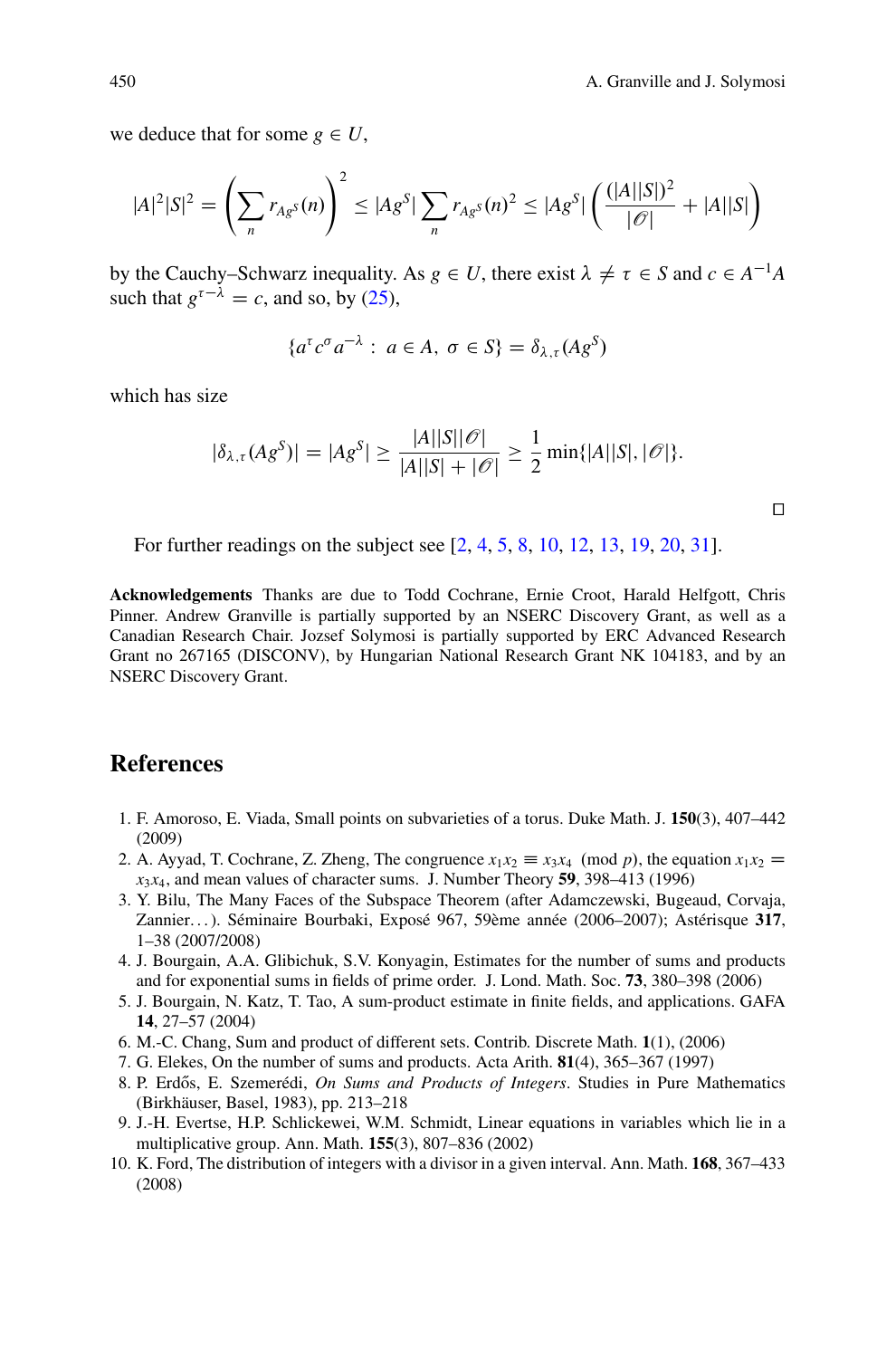we deduce that for some $g \in U$,

$$|A|^2|S|^2 = \left(\sum_n r_{Ag^S}(n)\right)^2 \leq |Ag^S| \sum_n r_{Ag^S}(n)^2 \leq |Ag^S| \left(\frac{(|A||S|)^2}{|\mathcal{O}|} + |A||S|\right)$$

by the Cauchy–Schwarz inequality. As $g \in U$, there exist $\lambda \neq \tau \in S$ and $c \in A^{-1}A$ such that $g^{\tau-\lambda} = c$, and so, by (25),

$$\{a^\tau c^\sigma a^{-\lambda} : a \in A, \sigma \in S\} = \delta_{\lambda,\tau}(Ag^S)$$

which has size

$$|\delta_{\lambda,\tau}(Ag^S)| = |Ag^S| \geq \frac{|A||S||\mathcal{O}|}{|A||S| + |\mathcal{O}|} \geq \frac{1}{2} \min\{|A||S|, |\mathcal{O}|\}.$$

$\square$

For further readings on the subject see [2, 4, 5, 8, 10, 12, 13, 19, 20, 31].

**Acknowledgements** Thanks are due to Todd Cochrane, Ernie Croot, Harald Helfgott, Chris Pinner. Andrew Granville is partially supported by an NSERC Discovery Grant, as well as a Canadian Research Chair. Jozsef Solymosi is partially supported by ERC Advanced Research Grant no 267165 (DISCONV), by Hungarian National Research Grant NK 104183, and by an NSERC Discovery Grant.

## References

1. F. Amoroso, E. Viada, Small points on subvarieties of a torus. Duke Math. J. **150**(3), 407–442 (2009)
2. A. Ayyad, T. Cochrane, Z. Zheng, The congruence $x_1x_2 \equiv x_3x_4 \pmod{p}$, the equation $x_1x_2 = x_3x_4$, and mean values of character sums. J. Number Theory **59**, 398–413 (1996)
3. Y. Bilu, The Many Faces of the Subspace Theorem (after Adamczewski, Bugeaud, Corvaja, Zannier...). Séminaire Bourbaki, Exposé 967, 59ème année (2006–2007); Astérisque **317**, 1–38 (2007/2008)
4. J. Bourgain, A.A. Glibichuk, S.V. Konyagin, Estimates for the number of sums and products and for exponential sums in fields of prime order. J. Lond. Math. Soc. **73**, 380–398 (2006)
5. J. Bourgain, N. Katz, T. Tao, A sum-product estimate in finite fields, and applications. GAFA **14**, 27–57 (2004)
6. M.-C. Chang, Sum and product of different sets. Contrib. Discrete Math. **1**(1), (2006)
7. G. Elekes, On the number of sums and products. Acta Arith. **81**(4), 365–367 (1997)
8. P. Erdős, E. Szemerédi, *On Sums and Products of Integers*. Studies in Pure Mathematics (Birkhäuser, Basel, 1983), pp. 213–218
9. J.-H. Evertse, H.P. Schlickewei, W.M. Schmidt, Linear equations in variables which lie in a multiplicative group. Ann. Math. **155**(3), 807–836 (2002)
10. K. Ford, The distribution of integers with a divisor in a given interval. Ann. Math. **168**, 367–433 (2008)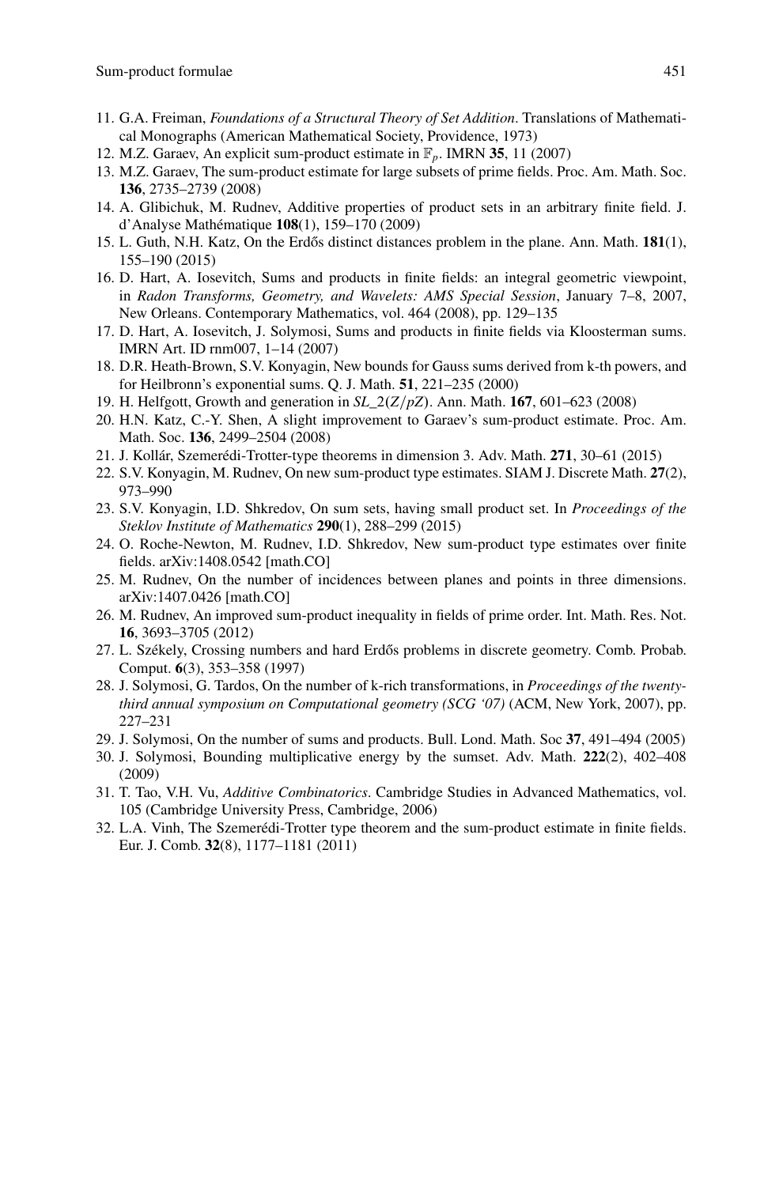11. G.A. Freiman, *Foundations of a Structural Theory of Set Addition*. Translations of Mathematical Monographs (American Mathematical Society, Providence, 1973)
12. M.Z. Garaev, An explicit sum-product estimate in $\mathbb{F}_p$. IMRN **35**, 11 (2007)
13. M.Z. Garaev, The sum-product estimate for large subsets of prime fields. Proc. Am. Math. Soc. **136**, 2735–2739 (2008)
14. A. Glibichuk, M. Rudnev, Additive properties of product sets in an arbitrary finite field. J. d'Analyse Mathématique **108**(1), 159–170 (2009)
15. L. Guth, N.H. Katz, On the Erdős distinct distances problem in the plane. Ann. Math. **181**(1), 155–190 (2015)
16. D. Hart, A. Iosevitch, Sums and products in finite fields: an integral geometric viewpoint, in *Radon Transforms, Geometry, and Wavelets: AMS Special Session*, January 7–8, 2007, New Orleans. Contemporary Mathematics, vol. 464 (2008), pp. 129–135
17. D. Hart, A. Iosevitch, J. Solymosi, Sums and products in finite fields via Kloosterman sums. IMRN Art. ID rnm007, 1–14 (2007)
18. D.R. Heath-Brown, S.V. Konyagin, New bounds for Gauss sums derived from k-th powers, and for Heilbronn's exponential sums. Q. J. Math. **51**, 221–235 (2000)
19. H. Helfgott, Growth and generation in *SL_2*($Z/pZ$). Ann. Math. **167**, 601–623 (2008)
20. H.N. Katz, C.-Y. Shen, A slight improvement to Garaev's sum-product estimate. Proc. Am. Math. Soc. **136**, 2499–2504 (2008)
21. J. Kollár, Szemerédi-Trotter-type theorems in dimension 3. Adv. Math. **271**, 30–61 (2015)
22. S.V. Konyagin, M. Rudnev, On new sum-product type estimates. SIAM J. Discrete Math. **27**(2), 973–990
23. S.V. Konyagin, I.D. Shkredov, On sum sets, having small product set. In *Proceedings of the Steklov Institute of Mathematics* **290**(1), 288–299 (2015)
24. O. Roche-Newton, M. Rudnev, I.D. Shkredov, New sum-product type estimates over finite fields. arXiv:1408.0542 [math.CO]
25. M. Rudnev, On the number of incidences between planes and points in three dimensions. arXiv:1407.0426 [math.CO]
26. M. Rudnev, An improved sum-product inequality in fields of prime order. Int. Math. Res. Not. **16**, 3693–3705 (2012)
27. L. Székely, Crossing numbers and hard Erdős problems in discrete geometry. Comb. Probab. Comput. **6**(3), 353–358 (1997)
28. J. Solymosi, G. Tardos, On the number of k-rich transformations, in *Proceedings of the twenty-third annual symposium on Computational geometry (SCG '07)* (ACM, New York, 2007), pp. 227–231
29. J. Solymosi, On the number of sums and products. Bull. Lond. Math. Soc **37**, 491–494 (2005)
30. J. Solymosi, Bounding multiplicative energy by the sumset. Adv. Math. **222**(2), 402–408 (2009)
31. T. Tao, V.H. Vu, *Additive Combinatorics*. Cambridge Studies in Advanced Mathematics, vol. 105 (Cambridge University Press, Cambridge, 2006)
32. L.A. Vinh, The Szemerédi-Trotter type theorem and the sum-product estimate in finite fields. Eur. J. Comb. **32**(8), 1177–1181 (2011)